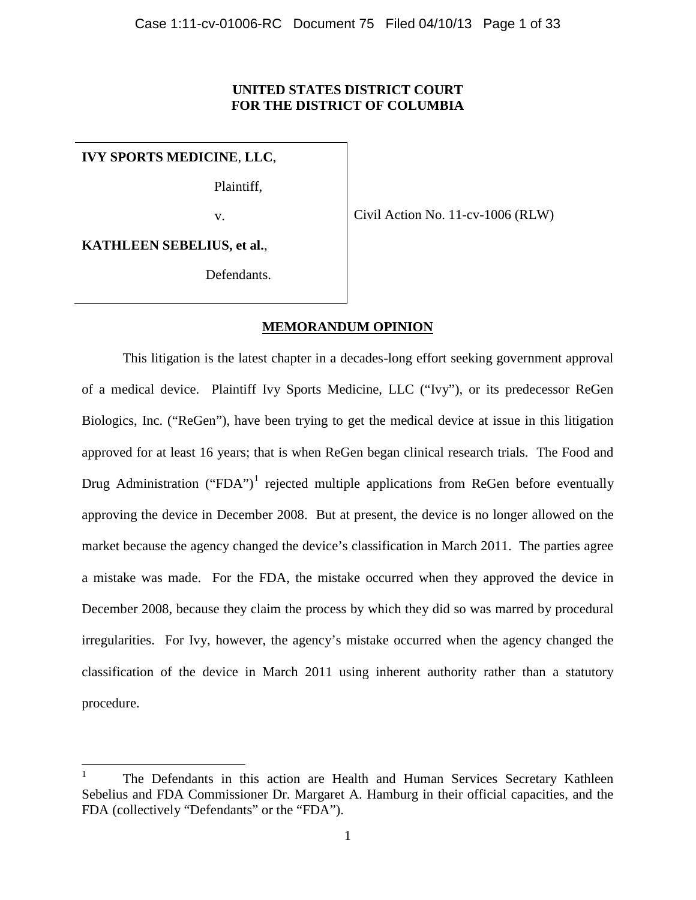**UNITED STATES DISTRICT COURT**
**FOR THE DISTRICT OF COLUMBIA**

| | |
|---|---|
| **IVY SPORTS MEDICINE, LLC**, Plaintiff, v. **KATHLEEN SEBELIUS, et al.**, Defendants. | Civil Action No. 11-cv-1006 (RLW) |

**MEMORANDUM OPINION**

This litigation is the latest chapter in a decades-long effort seeking government approval of a medical device. Plaintiff Ivy Sports Medicine, LLC ("Ivy"), or its predecessor ReGen Biologics, Inc. ("ReGen"), have been trying to get the medical device at issue in this litigation approved for at least 16 years; that is when ReGen began clinical research trials. The Food and Drug Administration ("FDA")[1] rejected multiple applications from ReGen before eventually approving the device in December 2008. But at present, the device is no longer allowed on the market because the agency changed the device's classification in March 2011. The parties agree a mistake was made. For the FDA, the mistake occurred when they approved the device in December 2008, because they claim the process by which they did so was marred by procedural irregularities. For Ivy, however, the agency's mistake occurred when the agency changed the classification of the device in March 2011 using inherent authority rather than a statutory procedure.

---

[1] The Defendants in this action are Health and Human Services Secretary Kathleen Sebelius and FDA Commissioner Dr. Margaret A. Hamburg in their official capacities, and the FDA (collectively "Defendants" or the "FDA").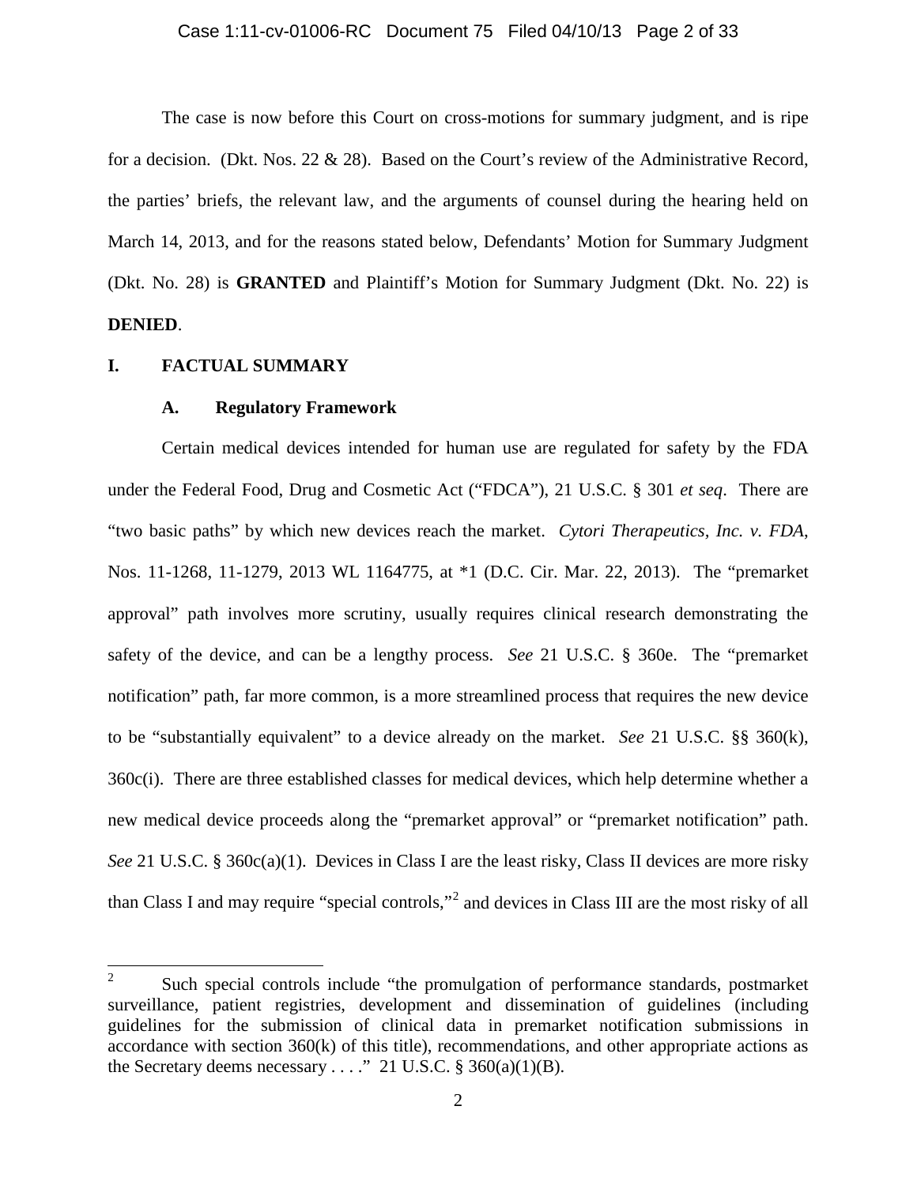The case is now before this Court on cross-motions for summary judgment, and is ripe for a decision. (Dkt. Nos. 22 & 28). Based on the Court's review of the Administrative Record, the parties' briefs, the relevant law, and the arguments of counsel during the hearing held on March 14, 2013, and for the reasons stated below, Defendants' Motion for Summary Judgment (Dkt. No. 28) is **GRANTED** and Plaintiff's Motion for Summary Judgment (Dkt. No. 22) is **DENIED**.

## I. FACTUAL SUMMARY

### A. Regulatory Framework

Certain medical devices intended for human use are regulated for safety by the FDA under the Federal Food, Drug and Cosmetic Act ("FDCA"), 21 U.S.C. § 301 *et seq*. There are "two basic paths" by which new devices reach the market. *Cytori Therapeutics, Inc. v. FDA*, Nos. 11-1268, 11-1279, 2013 WL 1164775, at *1 (D.C. Cir. Mar. 22, 2013). The "premarket approval" path involves more scrutiny, usually requires clinical research demonstrating the safety of the device, and can be a lengthy process. *See* 21 U.S.C. § 360e. The "premarket notification" path, far more common, is a more streamlined process that requires the new device to be "substantially equivalent" to a device already on the market. *See* 21 U.S.C. §§ 360(k), 360c(i). There are three established classes for medical devices, which help determine whether a new medical device proceeds along the "premarket approval" or "premarket notification" path. *See* 21 U.S.C. § 360c(a)(1). Devices in Class I are the least risky, Class II devices are more risky than Class I and may require "special controls,"[2] and devices in Class III are the most risky of all

[2] Such special controls include "the promulgation of performance standards, postmarket surveillance, patient registries, development and dissemination of guidelines (including guidelines for the submission of clinical data in premarket notification submissions in accordance with section 360(k) of this title), recommendations, and other appropriate actions as the Secretary deems necessary . . . ." 21 U.S.C. § 360(a)(1)(B).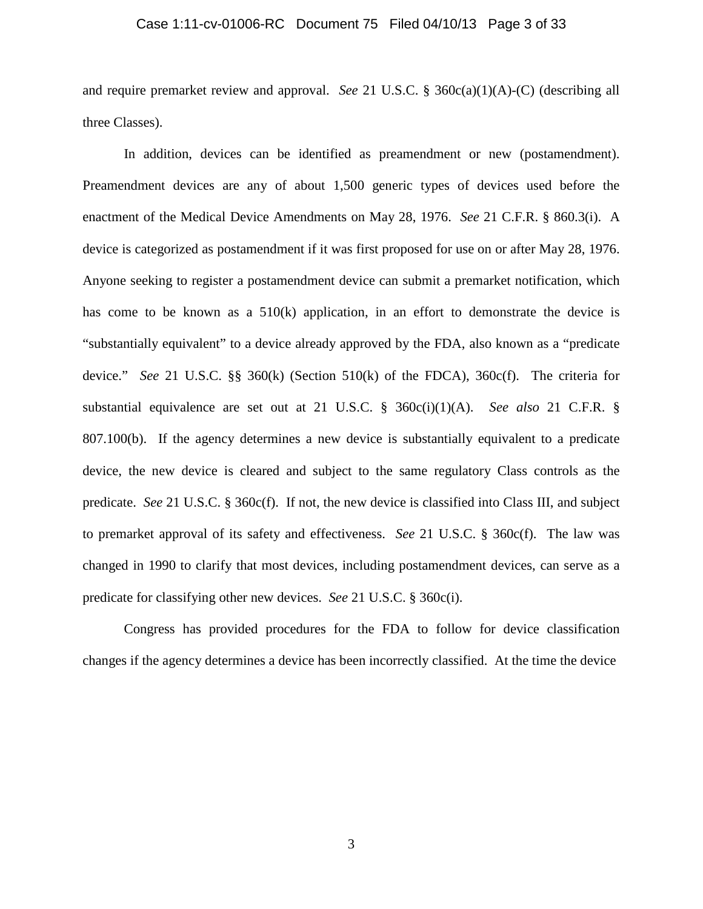and require premarket review and approval. *See* 21 U.S.C. § 360c(a)(1)(A)-(C) (describing all three Classes).

In addition, devices can be identified as preamendment or new (postamendment). Preamendment devices are any of about 1,500 generic types of devices used before the enactment of the Medical Device Amendments on May 28, 1976. *See* 21 C.F.R. § 860.3(i). A device is categorized as postamendment if it was first proposed for use on or after May 28, 1976. Anyone seeking to register a postamendment device can submit a premarket notification, which has come to be known as a 510(k) application, in an effort to demonstrate the device is "substantially equivalent" to a device already approved by the FDA, also known as a "predicate device." *See* 21 U.S.C. §§ 360(k) (Section 510(k) of the FDCA), 360c(f). The criteria for substantial equivalence are set out at 21 U.S.C. § 360c(i)(1)(A). *See also* 21 C.F.R. § 807.100(b). If the agency determines a new device is substantially equivalent to a predicate device, the new device is cleared and subject to the same regulatory Class controls as the predicate. *See* 21 U.S.C. § 360c(f). If not, the new device is classified into Class III, and subject to premarket approval of its safety and effectiveness. *See* 21 U.S.C. § 360c(f). The law was changed in 1990 to clarify that most devices, including postamendment devices, can serve as a predicate for classifying other new devices. *See* 21 U.S.C. § 360c(i).

Congress has provided procedures for the FDA to follow for device classification changes if the agency determines a device has been incorrectly classified. At the time the device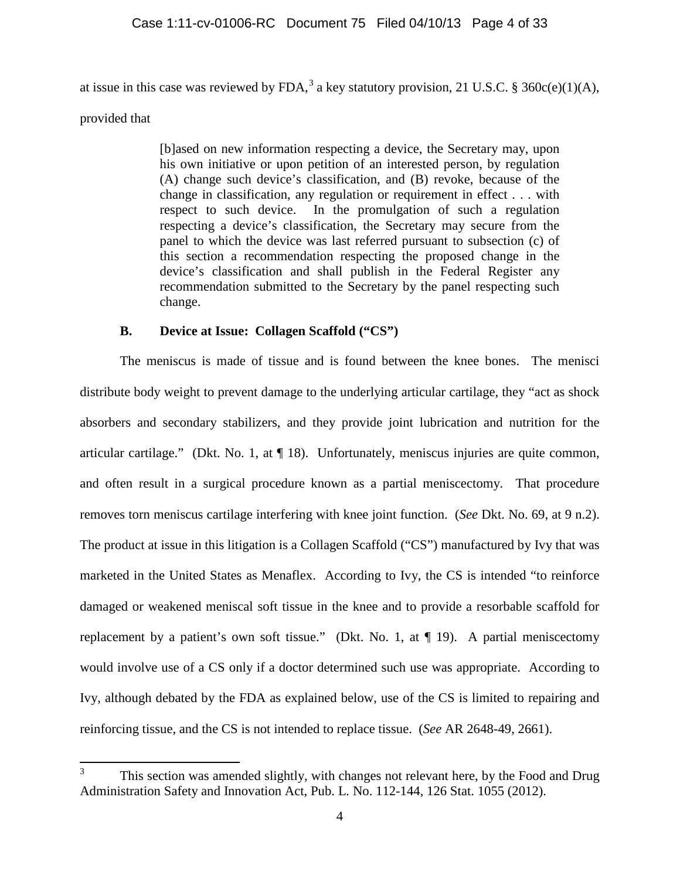at issue in this case was reviewed by FDA,[3] a key statutory provision, 21 U.S.C. § 360c(e)(1)(A), provided that

> [b]ased on new information respecting a device, the Secretary may, upon his own initiative or upon petition of an interested person, by regulation (A) change such device's classification, and (B) revoke, because of the change in classification, any regulation or requirement in effect . . . with respect to such device. In the promulgation of such a regulation respecting a device's classification, the Secretary may secure from the panel to which the device was last referred pursuant to subsection (c) of this section a recommendation respecting the proposed change in the device's classification and shall publish in the Federal Register any recommendation submitted to the Secretary by the panel respecting such change.

### B. Device at Issue: Collagen Scaffold ("CS")

The meniscus is made of tissue and is found between the knee bones. The menisci distribute body weight to prevent damage to the underlying articular cartilage, they "act as shock absorbers and secondary stabilizers, and they provide joint lubrication and nutrition for the articular cartilage." (Dkt. No. 1, at ¶ 18). Unfortunately, meniscus injuries are quite common, and often result in a surgical procedure known as a partial meniscectomy. That procedure removes torn meniscus cartilage interfering with knee joint function. (*See* Dkt. No. 69, at 9 n.2). The product at issue in this litigation is a Collagen Scaffold ("CS") manufactured by Ivy that was marketed in the United States as Menaflex. According to Ivy, the CS is intended "to reinforce damaged or weakened meniscal soft tissue in the knee and to provide a resorbable scaffold for replacement by a patient's own soft tissue." (Dkt. No. 1, at ¶ 19). A partial meniscectomy would involve use of a CS only if a doctor determined such use was appropriate. According to Ivy, although debated by the FDA as explained below, use of the CS is limited to repairing and reinforcing tissue, and the CS is not intended to replace tissue. (*See* AR 2648-49, 2661).

---

[3] This section was amended slightly, with changes not relevant here, by the Food and Drug Administration Safety and Innovation Act, Pub. L. No. 112-144, 126 Stat. 1055 (2012).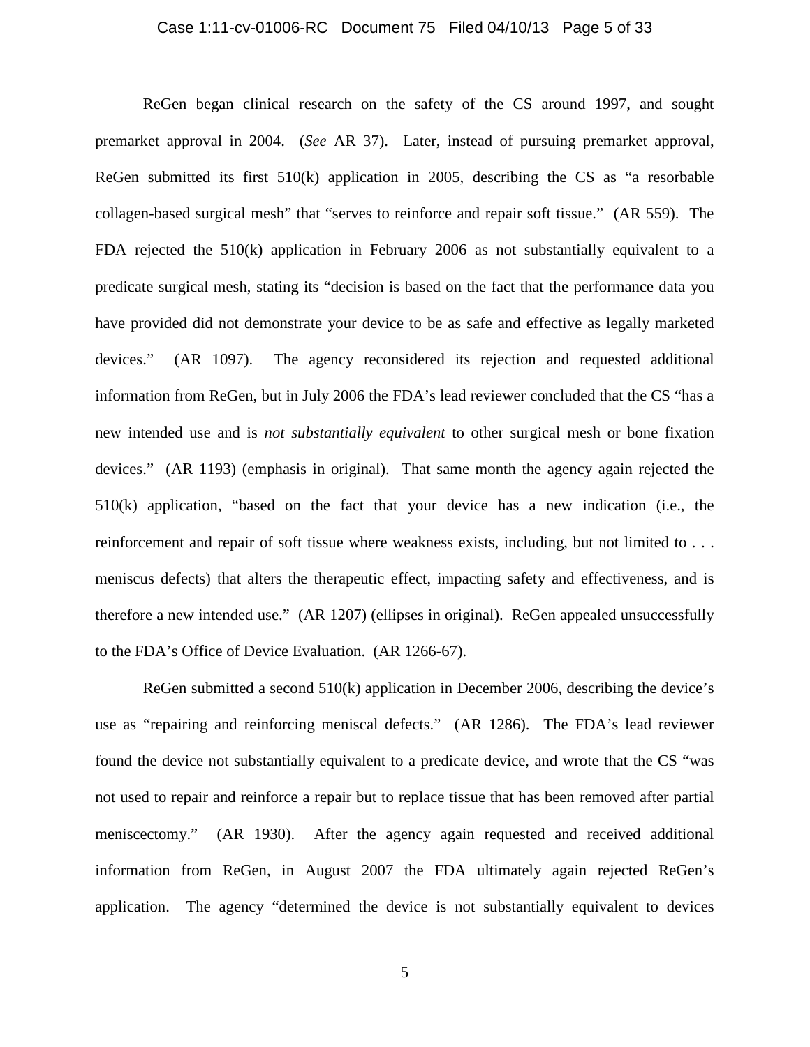ReGen began clinical research on the safety of the CS around 1997, and sought premarket approval in 2004. (*See* AR 37). Later, instead of pursuing premarket approval, ReGen submitted its first 510(k) application in 2005, describing the CS as "a resorbable collagen-based surgical mesh" that "serves to reinforce and repair soft tissue." (AR 559). The FDA rejected the 510(k) application in February 2006 as not substantially equivalent to a predicate surgical mesh, stating its "decision is based on the fact that the performance data you have provided did not demonstrate your device to be as safe and effective as legally marketed devices." (AR 1097). The agency reconsidered its rejection and requested additional information from ReGen, but in July 2006 the FDA's lead reviewer concluded that the CS "has a new intended use and is *not substantially equivalent* to other surgical mesh or bone fixation devices." (AR 1193) (emphasis in original). That same month the agency again rejected the 510(k) application, "based on the fact that your device has a new indication (i.e., the reinforcement and repair of soft tissue where weakness exists, including, but not limited to . . . meniscus defects) that alters the therapeutic effect, impacting safety and effectiveness, and is therefore a new intended use." (AR 1207) (ellipses in original). ReGen appealed unsuccessfully to the FDA's Office of Device Evaluation. (AR 1266-67).

ReGen submitted a second 510(k) application in December 2006, describing the device's use as "repairing and reinforcing meniscal defects." (AR 1286). The FDA's lead reviewer found the device not substantially equivalent to a predicate device, and wrote that the CS "was not used to repair and reinforce a repair but to replace tissue that has been removed after partial meniscectomy." (AR 1930). After the agency again requested and received additional information from ReGen, in August 2007 the FDA ultimately again rejected ReGen's application. The agency "determined the device is not substantially equivalent to devices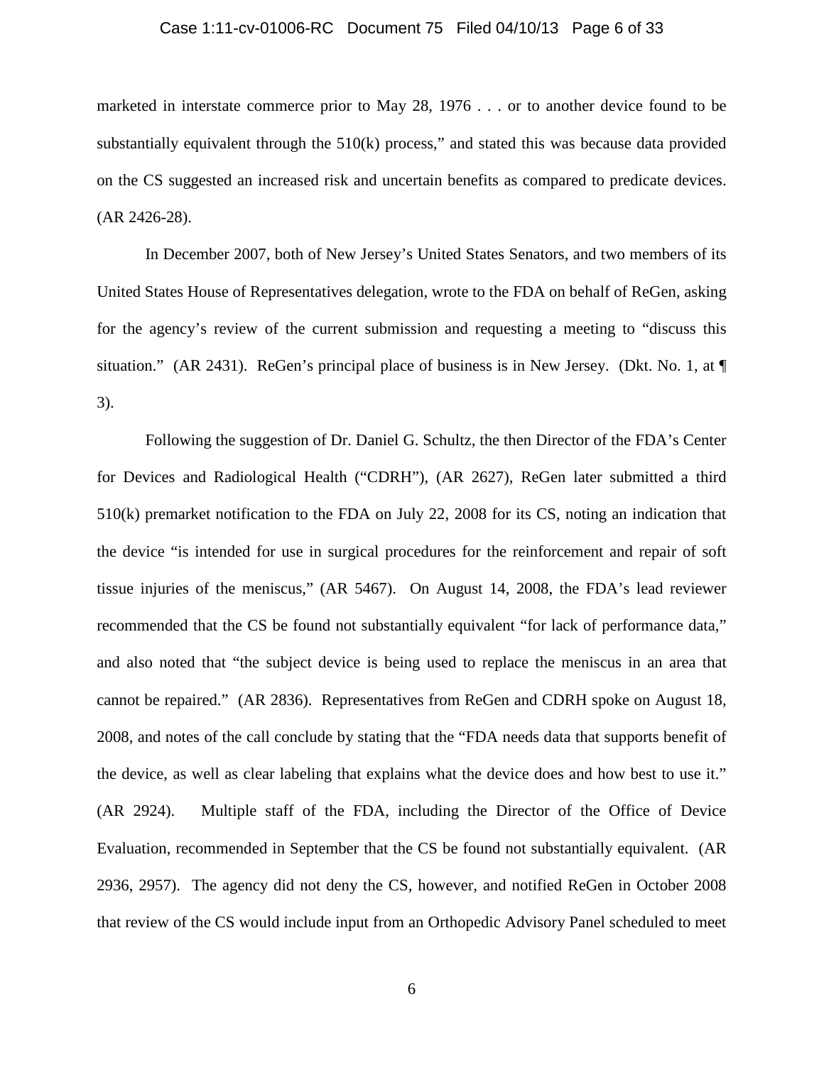marketed in interstate commerce prior to May 28, 1976 . . . or to another device found to be substantially equivalent through the 510(k) process," and stated this was because data provided on the CS suggested an increased risk and uncertain benefits as compared to predicate devices. (AR 2426-28).

In December 2007, both of New Jersey's United States Senators, and two members of its United States House of Representatives delegation, wrote to the FDA on behalf of ReGen, asking for the agency's review of the current submission and requesting a meeting to "discuss this situation." (AR 2431). ReGen's principal place of business is in New Jersey. (Dkt. No. 1, at ¶ 3).

Following the suggestion of Dr. Daniel G. Schultz, the then Director of the FDA's Center for Devices and Radiological Health ("CDRH"), (AR 2627), ReGen later submitted a third 510(k) premarket notification to the FDA on July 22, 2008 for its CS, noting an indication that the device "is intended for use in surgical procedures for the reinforcement and repair of soft tissue injuries of the meniscus," (AR 5467). On August 14, 2008, the FDA's lead reviewer recommended that the CS be found not substantially equivalent "for lack of performance data," and also noted that "the subject device is being used to replace the meniscus in an area that cannot be repaired." (AR 2836). Representatives from ReGen and CDRH spoke on August 18, 2008, and notes of the call conclude by stating that the "FDA needs data that supports benefit of the device, as well as clear labeling that explains what the device does and how best to use it." (AR 2924). Multiple staff of the FDA, including the Director of the Office of Device Evaluation, recommended in September that the CS be found not substantially equivalent. (AR 2936, 2957). The agency did not deny the CS, however, and notified ReGen in October 2008 that review of the CS would include input from an Orthopedic Advisory Panel scheduled to meet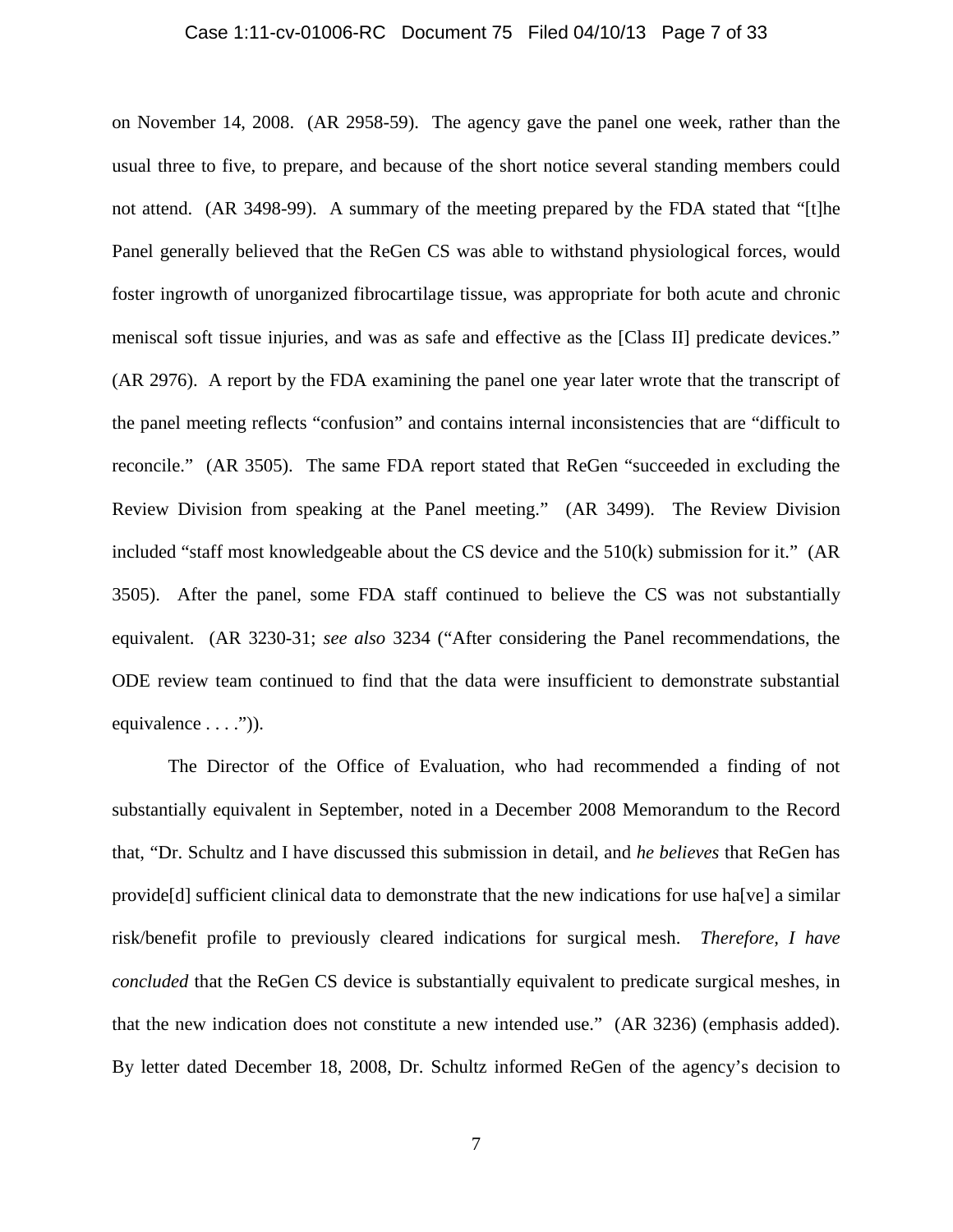on November 14, 2008. (AR 2958-59). The agency gave the panel one week, rather than the usual three to five, to prepare, and because of the short notice several standing members could not attend. (AR 3498-99). A summary of the meeting prepared by the FDA stated that "[t]he Panel generally believed that the ReGen CS was able to withstand physiological forces, would foster ingrowth of unorganized fibrocartilage tissue, was appropriate for both acute and chronic meniscal soft tissue injuries, and was as safe and effective as the [Class II] predicate devices." (AR 2976). A report by the FDA examining the panel one year later wrote that the transcript of the panel meeting reflects "confusion" and contains internal inconsistencies that are "difficult to reconcile." (AR 3505). The same FDA report stated that ReGen "succeeded in excluding the Review Division from speaking at the Panel meeting." (AR 3499). The Review Division included "staff most knowledgeable about the CS device and the 510(k) submission for it." (AR 3505). After the panel, some FDA staff continued to believe the CS was not substantially equivalent. (AR 3230-31; *see also* 3234 ("After considering the Panel recommendations, the ODE review team continued to find that the data were insufficient to demonstrate substantial equivalence . . . .")).

The Director of the Office of Evaluation, who had recommended a finding of not substantially equivalent in September, noted in a December 2008 Memorandum to the Record that, "Dr. Schultz and I have discussed this submission in detail, and *he believes* that ReGen has provide[d] sufficient clinical data to demonstrate that the new indications for use ha[ve] a similar risk/benefit profile to previously cleared indications for surgical mesh. *Therefore, I have concluded* that the ReGen CS device is substantially equivalent to predicate surgical meshes, in that the new indication does not constitute a new intended use." (AR 3236) (emphasis added). By letter dated December 18, 2008, Dr. Schultz informed ReGen of the agency's decision to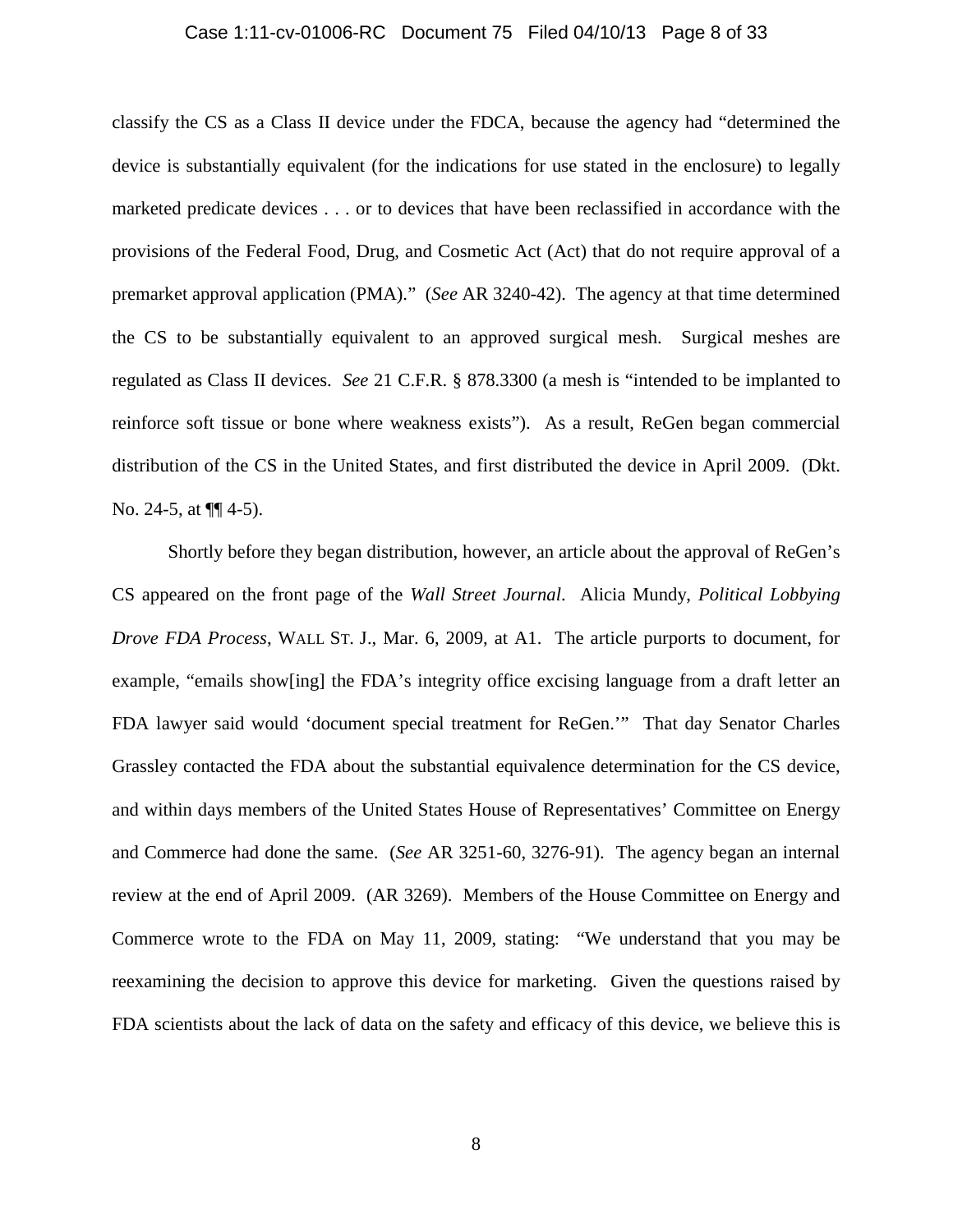classify the CS as a Class II device under the FDCA, because the agency had "determined the device is substantially equivalent (for the indications for use stated in the enclosure) to legally marketed predicate devices . . . or to devices that have been reclassified in accordance with the provisions of the Federal Food, Drug, and Cosmetic Act (Act) that do not require approval of a premarket approval application (PMA)." (*See* AR 3240-42). The agency at that time determined the CS to be substantially equivalent to an approved surgical mesh. Surgical meshes are regulated as Class II devices. *See* 21 C.F.R. § 878.3300 (a mesh is "intended to be implanted to reinforce soft tissue or bone where weakness exists"). As a result, ReGen began commercial distribution of the CS in the United States, and first distributed the device in April 2009. (Dkt. No. 24-5, at ¶¶ 4-5).

Shortly before they began distribution, however, an article about the approval of ReGen's CS appeared on the front page of the *Wall Street Journal*. Alicia Mundy, *Political Lobbying Drove FDA Process*, WALL ST. J., Mar. 6, 2009, at A1. The article purports to document, for example, "emails show[ing] the FDA's integrity office excising language from a draft letter an FDA lawyer said would 'document special treatment for ReGen.'" That day Senator Charles Grassley contacted the FDA about the substantial equivalence determination for the CS device, and within days members of the United States House of Representatives' Committee on Energy and Commerce had done the same. (*See* AR 3251-60, 3276-91). The agency began an internal review at the end of April 2009. (AR 3269). Members of the House Committee on Energy and Commerce wrote to the FDA on May 11, 2009, stating: "We understand that you may be reexamining the decision to approve this device for marketing. Given the questions raised by FDA scientists about the lack of data on the safety and efficacy of this device, we believe this is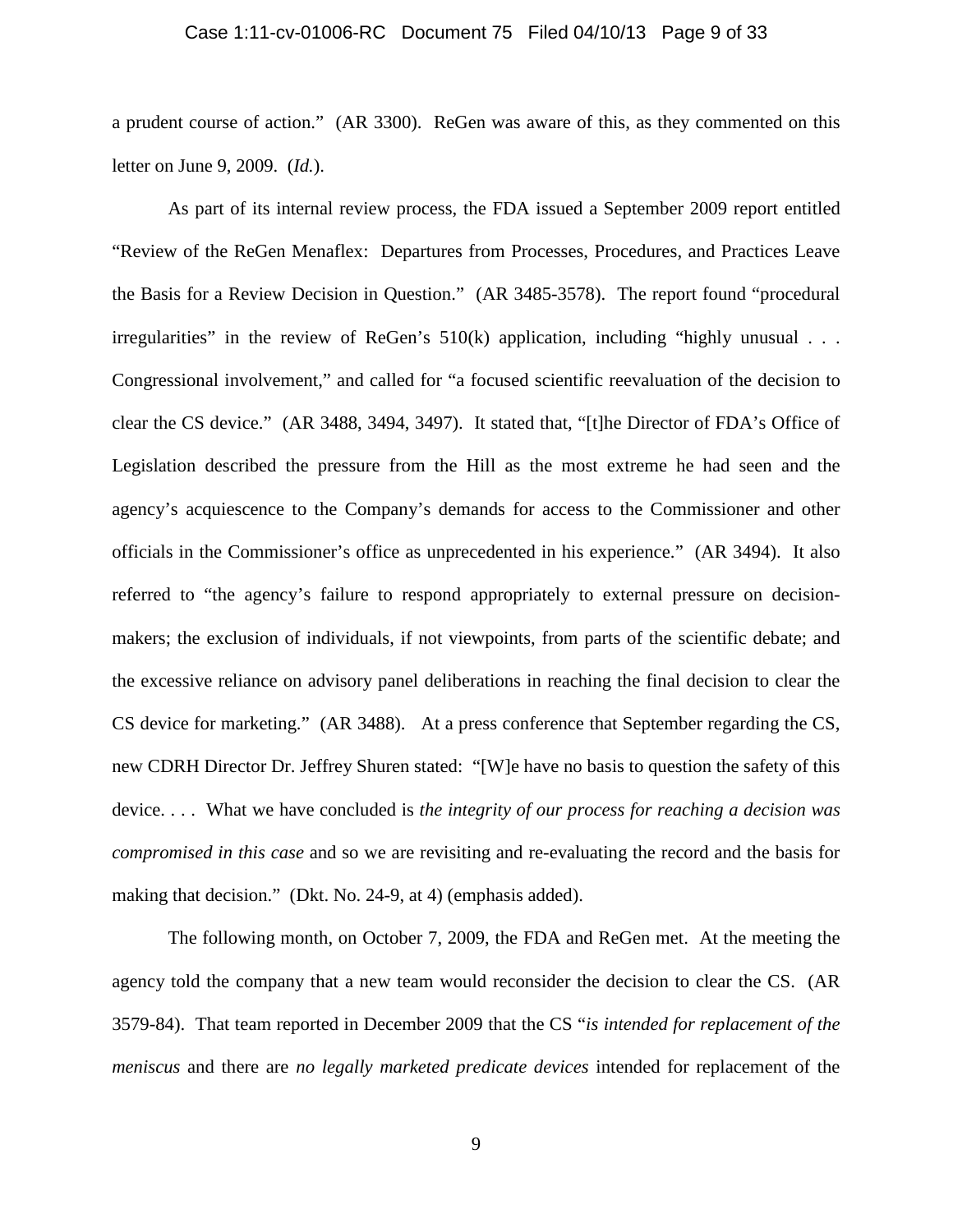a prudent course of action." (AR 3300). ReGen was aware of this, as they commented on this letter on June 9, 2009. (*Id.*).

As part of its internal review process, the FDA issued a September 2009 report entitled "Review of the ReGen Menaflex: Departures from Processes, Procedures, and Practices Leave the Basis for a Review Decision in Question." (AR 3485-3578). The report found "procedural irregularities" in the review of ReGen's 510(k) application, including "highly unusual . . . Congressional involvement," and called for "a focused scientific reevaluation of the decision to clear the CS device." (AR 3488, 3494, 3497). It stated that, "[t]he Director of FDA's Office of Legislation described the pressure from the Hill as the most extreme he had seen and the agency's acquiescence to the Company's demands for access to the Commissioner and other officials in the Commissioner's office as unprecedented in his experience." (AR 3494). It also referred to "the agency's failure to respond appropriately to external pressure on decision-makers; the exclusion of individuals, if not viewpoints, from parts of the scientific debate; and the excessive reliance on advisory panel deliberations in reaching the final decision to clear the CS device for marketing." (AR 3488). At a press conference that September regarding the CS, new CDRH Director Dr. Jeffrey Shuren stated: "[W]e have no basis to question the safety of this device. . . . What we have concluded is *the integrity of our process for reaching a decision was compromised in this case* and so we are revisiting and re-evaluating the record and the basis for making that decision." (Dkt. No. 24-9, at 4) (emphasis added).

The following month, on October 7, 2009, the FDA and ReGen met. At the meeting the agency told the company that a new team would reconsider the decision to clear the CS. (AR 3579-84). That team reported in December 2009 that the CS "*is intended for replacement of the meniscus* and there are *no legally marketed predicate devices* intended for replacement of the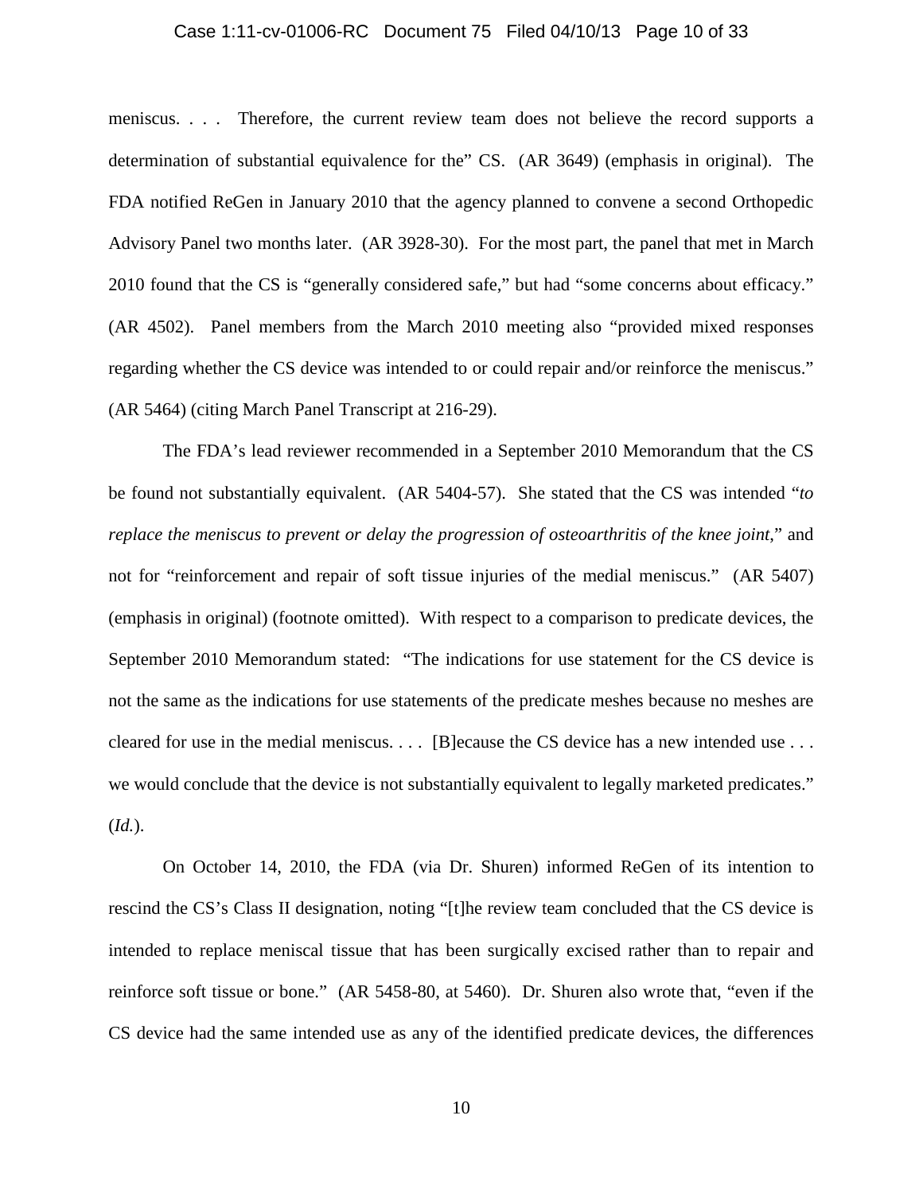meniscus. . . . Therefore, the current review team does not believe the record supports a determination of substantial equivalence for the" CS. (AR 3649) (emphasis in original). The FDA notified ReGen in January 2010 that the agency planned to convene a second Orthopedic Advisory Panel two months later. (AR 3928-30). For the most part, the panel that met in March 2010 found that the CS is "generally considered safe," but had "some concerns about efficacy." (AR 4502). Panel members from the March 2010 meeting also "provided mixed responses regarding whether the CS device was intended to or could repair and/or reinforce the meniscus." (AR 5464) (citing March Panel Transcript at 216-29).

The FDA's lead reviewer recommended in a September 2010 Memorandum that the CS be found not substantially equivalent. (AR 5404-57). She stated that the CS was intended "*to replace the meniscus to prevent or delay the progression of osteoarthritis of the knee joint*," and not for "reinforcement and repair of soft tissue injuries of the medial meniscus." (AR 5407) (emphasis in original) (footnote omitted). With respect to a comparison to predicate devices, the September 2010 Memorandum stated: "The indications for use statement for the CS device is not the same as the indications for use statements of the predicate meshes because no meshes are cleared for use in the medial meniscus. . . . [B]ecause the CS device has a new intended use . . . we would conclude that the device is not substantially equivalent to legally marketed predicates." (*Id.*).

On October 14, 2010, the FDA (via Dr. Shuren) informed ReGen of its intention to rescind the CS's Class II designation, noting "[t]he review team concluded that the CS device is intended to replace meniscal tissue that has been surgically excised rather than to repair and reinforce soft tissue or bone." (AR 5458-80, at 5460). Dr. Shuren also wrote that, "even if the CS device had the same intended use as any of the identified predicate devices, the differences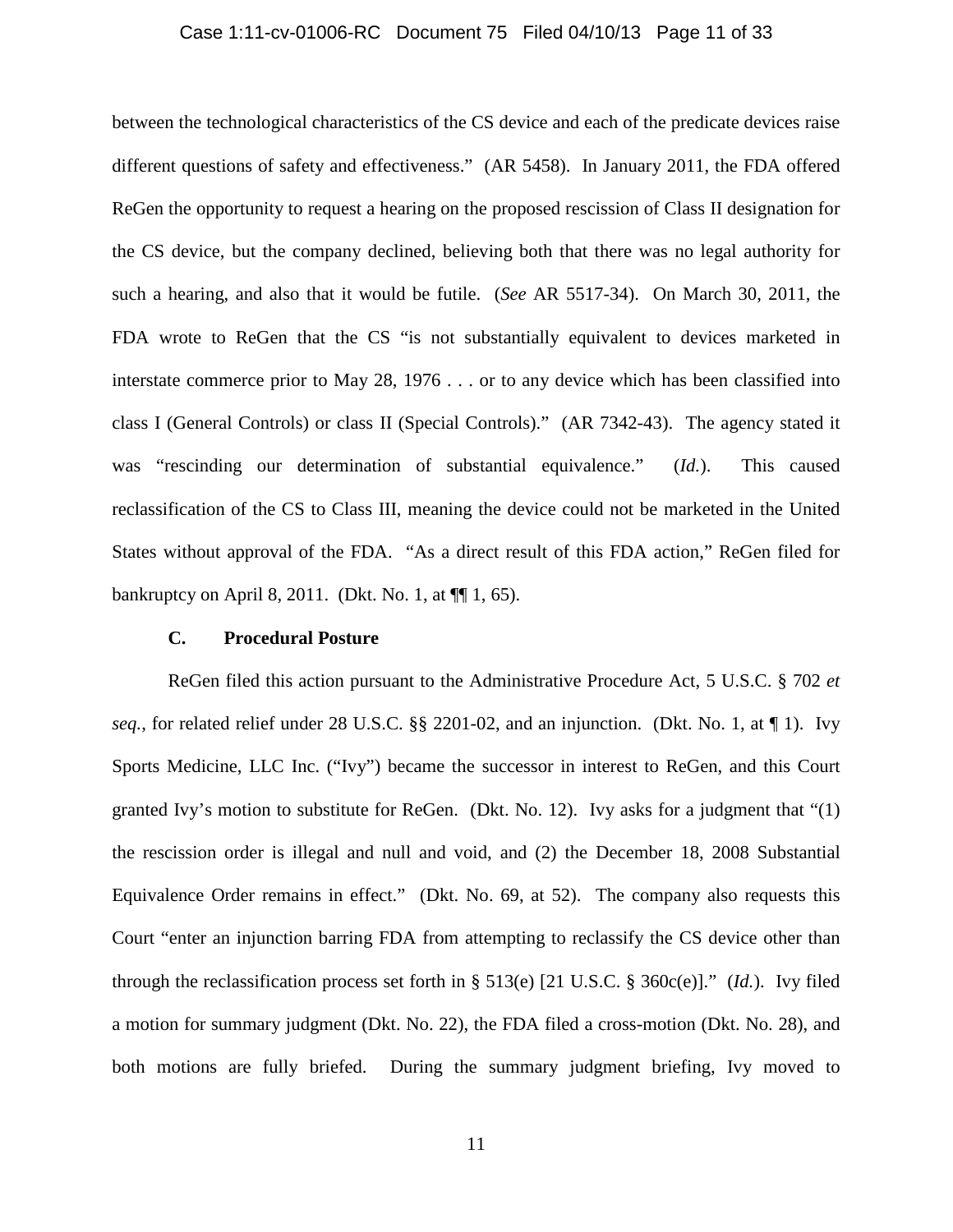between the technological characteristics of the CS device and each of the predicate devices raise different questions of safety and effectiveness." (AR 5458). In January 2011, the FDA offered ReGen the opportunity to request a hearing on the proposed rescission of Class II designation for the CS device, but the company declined, believing both that there was no legal authority for such a hearing, and also that it would be futile. (*See* AR 5517-34). On March 30, 2011, the FDA wrote to ReGen that the CS "is not substantially equivalent to devices marketed in interstate commerce prior to May 28, 1976 . . . or to any device which has been classified into class I (General Controls) or class II (Special Controls)." (AR 7342-43). The agency stated it was "rescinding our determination of substantial equivalence." (*Id.*). This caused reclassification of the CS to Class III, meaning the device could not be marketed in the United States without approval of the FDA. "As a direct result of this FDA action," ReGen filed for bankruptcy on April 8, 2011. (Dkt. No. 1, at ¶¶ 1, 65).

### C. Procedural Posture

ReGen filed this action pursuant to the Administrative Procedure Act, 5 U.S.C. § 702 *et seq.*, for related relief under 28 U.S.C. §§ 2201-02, and an injunction. (Dkt. No. 1, at ¶ 1). Ivy Sports Medicine, LLC Inc. ("Ivy") became the successor in interest to ReGen, and this Court granted Ivy's motion to substitute for ReGen. (Dkt. No. 12). Ivy asks for a judgment that "(1) the rescission order is illegal and null and void, and (2) the December 18, 2008 Substantial Equivalence Order remains in effect." (Dkt. No. 69, at 52). The company also requests this Court "enter an injunction barring FDA from attempting to reclassify the CS device other than through the reclassification process set forth in § 513(e) [21 U.S.C. § 360c(e)]." (*Id.*). Ivy filed a motion for summary judgment (Dkt. No. 22), the FDA filed a cross-motion (Dkt. No. 28), and both motions are fully briefed. During the summary judgment briefing, Ivy moved to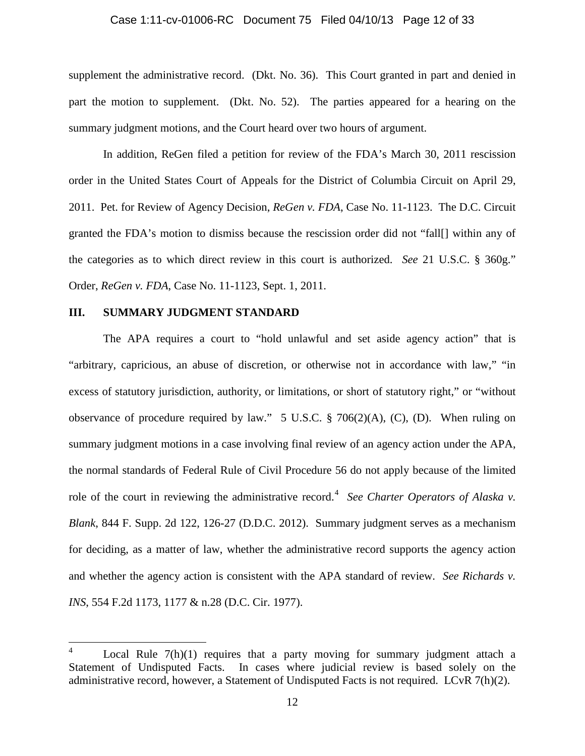supplement the administrative record. (Dkt. No. 36). This Court granted in part and denied in part the motion to supplement. (Dkt. No. 52). The parties appeared for a hearing on the summary judgment motions, and the Court heard over two hours of argument.

In addition, ReGen filed a petition for review of the FDA's March 30, 2011 rescission order in the United States Court of Appeals for the District of Columbia Circuit on April 29, 2011. Pet. for Review of Agency Decision, *ReGen v. FDA*, Case No. 11-1123. The D.C. Circuit granted the FDA's motion to dismiss because the rescission order did not "fall[] within any of the categories as to which direct review in this court is authorized. *See* 21 U.S.C. § 360g." Order, *ReGen v. FDA*, Case No. 11-1123, Sept. 1, 2011.

## III. SUMMARY JUDGMENT STANDARD

The APA requires a court to "hold unlawful and set aside agency action" that is "arbitrary, capricious, an abuse of discretion, or otherwise not in accordance with law," "in excess of statutory jurisdiction, authority, or limitations, or short of statutory right," or "without observance of procedure required by law." 5 U.S.C. § 706(2)(A), (C), (D). When ruling on summary judgment motions in a case involving final review of an agency action under the APA, the normal standards of Federal Rule of Civil Procedure 56 do not apply because of the limited role of the court in reviewing the administrative record.[4] *See Charter Operators of Alaska v. Blank*, 844 F. Supp. 2d 122, 126-27 (D.D.C. 2012). Summary judgment serves as a mechanism for deciding, as a matter of law, whether the administrative record supports the agency action and whether the agency action is consistent with the APA standard of review. *See Richards v. INS*, 554 F.2d 1173, 1177 & n.28 (D.C. Cir. 1977).

[4] Local Rule 7(h)(1) requires that a party moving for summary judgment attach a Statement of Undisputed Facts. In cases where judicial review is based solely on the administrative record, however, a Statement of Undisputed Facts is not required. LCvR 7(h)(2).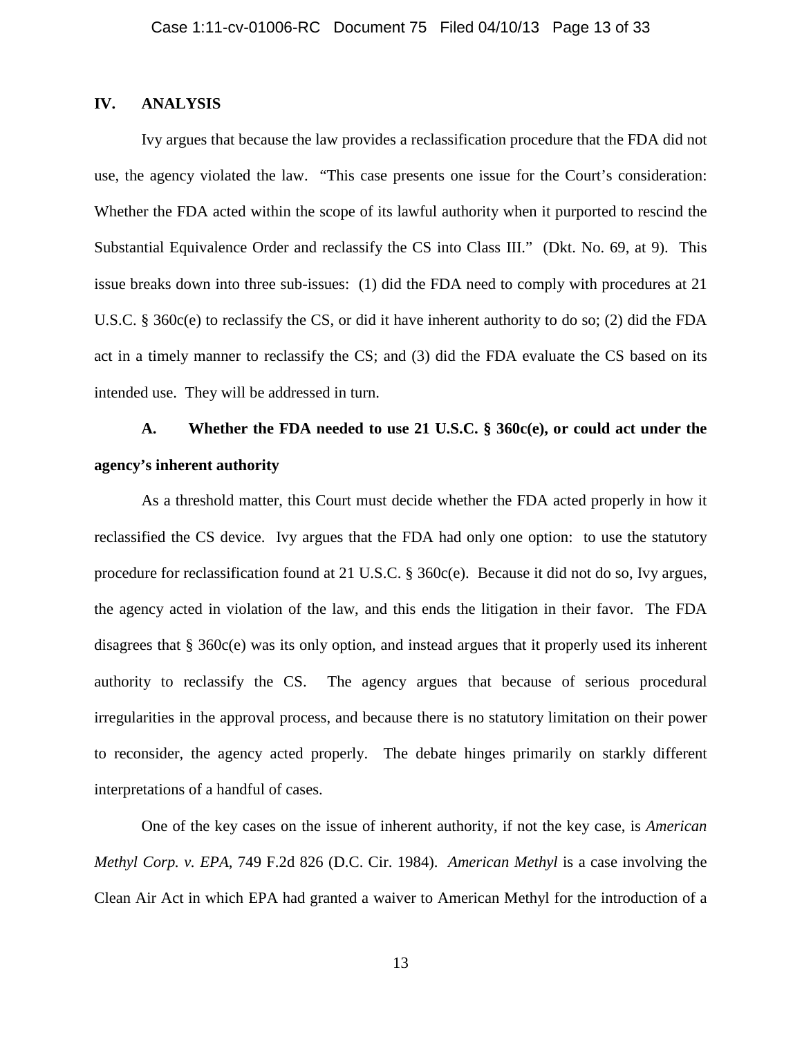## IV. ANALYSIS

Ivy argues that because the law provides a reclassification procedure that the FDA did not use, the agency violated the law. "This case presents one issue for the Court's consideration: Whether the FDA acted within the scope of its lawful authority when it purported to rescind the Substantial Equivalence Order and reclassify the CS into Class III." (Dkt. No. 69, at 9). This issue breaks down into three sub-issues: (1) did the FDA need to comply with procedures at 21 U.S.C. § 360c(e) to reclassify the CS, or did it have inherent authority to do so; (2) did the FDA act in a timely manner to reclassify the CS; and (3) did the FDA evaluate the CS based on its intended use. They will be addressed in turn.

### A. Whether the FDA needed to use 21 U.S.C. § 360c(e), or could act under the agency's inherent authority

As a threshold matter, this Court must decide whether the FDA acted properly in how it reclassified the CS device. Ivy argues that the FDA had only one option: to use the statutory procedure for reclassification found at 21 U.S.C. § 360c(e). Because it did not do so, Ivy argues, the agency acted in violation of the law, and this ends the litigation in their favor. The FDA disagrees that § 360c(e) was its only option, and instead argues that it properly used its inherent authority to reclassify the CS. The agency argues that because of serious procedural irregularities in the approval process, and because there is no statutory limitation on their power to reconsider, the agency acted properly. The debate hinges primarily on starkly different interpretations of a handful of cases.

One of the key cases on the issue of inherent authority, if not the key case, is *American Methyl Corp. v. EPA*, 749 F.2d 826 (D.C. Cir. 1984). *American Methyl* is a case involving the Clean Air Act in which EPA had granted a waiver to American Methyl for the introduction of a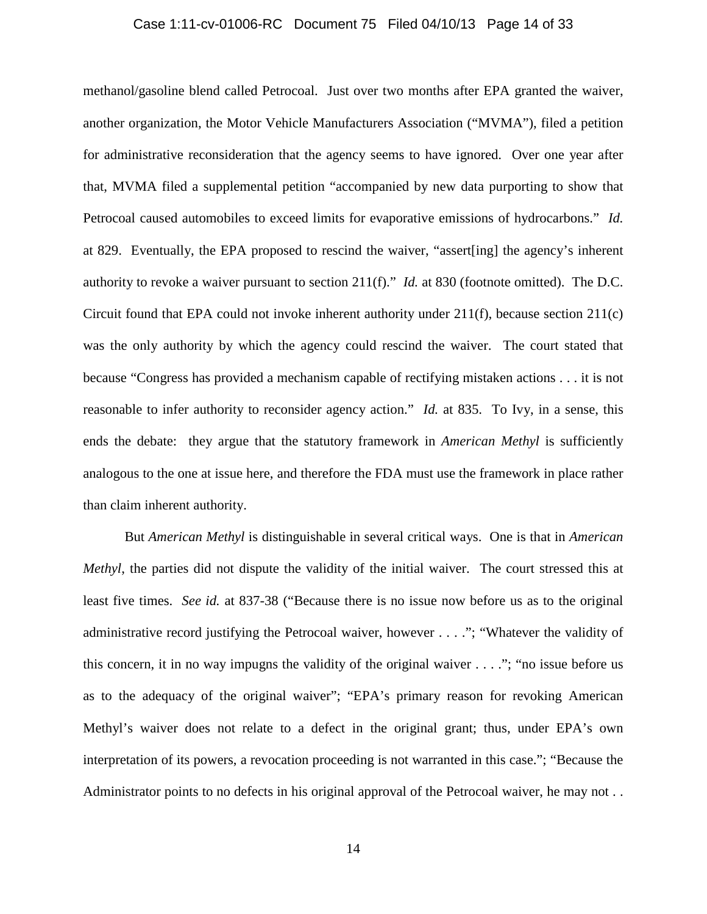methanol/gasoline blend called Petrocoal. Just over two months after EPA granted the waiver, another organization, the Motor Vehicle Manufacturers Association ("MVMA"), filed a petition for administrative reconsideration that the agency seems to have ignored. Over one year after that, MVMA filed a supplemental petition "accompanied by new data purporting to show that Petrocoal caused automobiles to exceed limits for evaporative emissions of hydrocarbons." *Id.* at 829. Eventually, the EPA proposed to rescind the waiver, "assert[ing] the agency's inherent authority to revoke a waiver pursuant to section 211(f)." *Id.* at 830 (footnote omitted). The D.C. Circuit found that EPA could not invoke inherent authority under 211(f), because section 211(c) was the only authority by which the agency could rescind the waiver. The court stated that because "Congress has provided a mechanism capable of rectifying mistaken actions . . . it is not reasonable to infer authority to reconsider agency action." *Id.* at 835. To Ivy, in a sense, this ends the debate: they argue that the statutory framework in *American Methyl* is sufficiently analogous to the one at issue here, and therefore the FDA must use the framework in place rather than claim inherent authority.

But *American Methyl* is distinguishable in several critical ways. One is that in *American Methyl*, the parties did not dispute the validity of the initial waiver. The court stressed this at least five times. *See id.* at 837-38 ("Because there is no issue now before us as to the original administrative record justifying the Petrocoal waiver, however . . . ."; "Whatever the validity of this concern, it in no way impugns the validity of the original waiver . . . ."; "no issue before us as to the adequacy of the original waiver"; "EPA's primary reason for revoking American Methyl's waiver does not relate to a defect in the original grant; thus, under EPA's own interpretation of its powers, a revocation proceeding is not warranted in this case."; "Because the Administrator points to no defects in his original approval of the Petrocoal waiver, he may not . .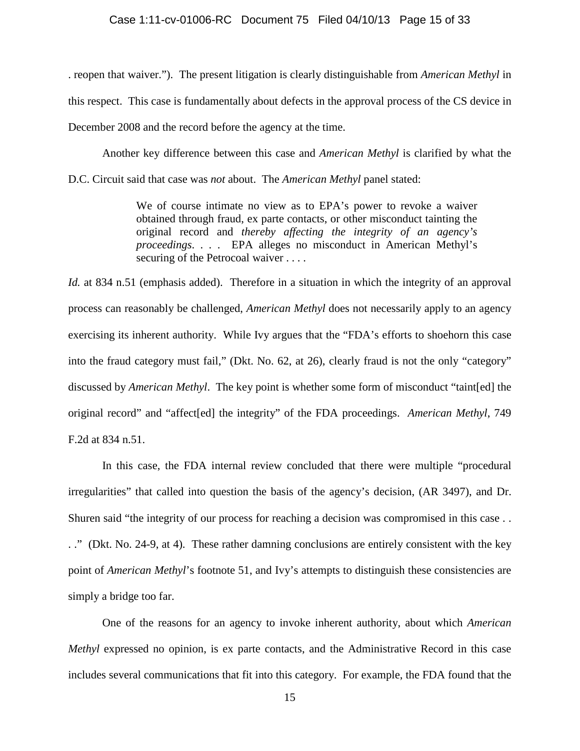. reopen that waiver."). The present litigation is clearly distinguishable from *American Methyl* in this respect. This case is fundamentally about defects in the approval process of the CS device in December 2008 and the record before the agency at the time.

Another key difference between this case and *American Methyl* is clarified by what the D.C. Circuit said that case was *not* about. The *American Methyl* panel stated:

> We of course intimate no view as to EPA's power to revoke a waiver obtained through fraud, ex parte contacts, or other misconduct tainting the original record and *thereby affecting the integrity of an agency's proceedings*. . . . EPA alleges no misconduct in American Methyl's securing of the Petrocoal waiver . . . .

*Id.* at 834 n.51 (emphasis added). Therefore in a situation in which the integrity of an approval process can reasonably be challenged, *American Methyl* does not necessarily apply to an agency exercising its inherent authority. While Ivy argues that the "FDA's efforts to shoehorn this case into the fraud category must fail," (Dkt. No. 62, at 26), clearly fraud is not the only "category" discussed by *American Methyl*. The key point is whether some form of misconduct "taint[ed] the original record" and "affect[ed] the integrity" of the FDA proceedings. *American Methyl*, 749 F.2d at 834 n.51.

In this case, the FDA internal review concluded that there were multiple "procedural irregularities" that called into question the basis of the agency's decision, (AR 3497), and Dr. Shuren said "the integrity of our process for reaching a decision was compromised in this case . . . ." (Dkt. No. 24-9, at 4). These rather damning conclusions are entirely consistent with the key point of *American Methyl*'s footnote 51, and Ivy's attempts to distinguish these consistencies are simply a bridge too far.

One of the reasons for an agency to invoke inherent authority, about which *American Methyl* expressed no opinion, is ex parte contacts, and the Administrative Record in this case includes several communications that fit into this category. For example, the FDA found that the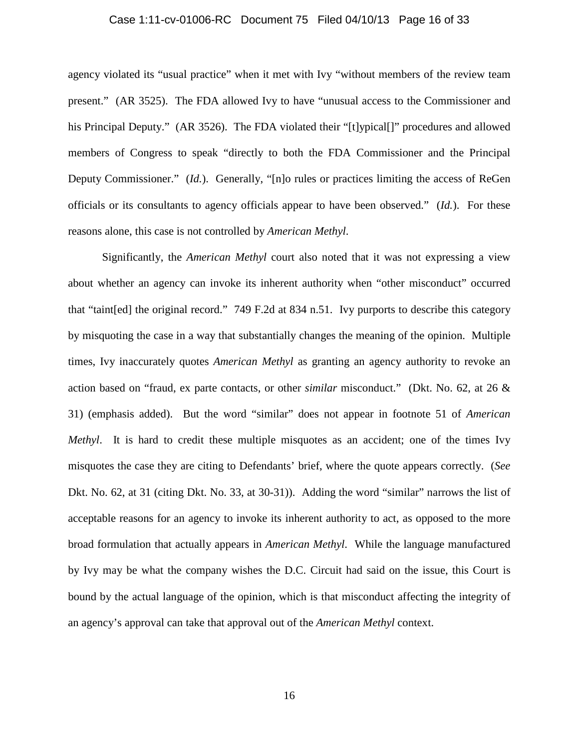agency violated its "usual practice" when it met with Ivy "without members of the review team present." (AR 3525). The FDA allowed Ivy to have "unusual access to the Commissioner and his Principal Deputy." (AR 3526). The FDA violated their "[t]ypical[]" procedures and allowed members of Congress to speak "directly to both the FDA Commissioner and the Principal Deputy Commissioner." (*Id.*). Generally, "[n]o rules or practices limiting the access of ReGen officials or its consultants to agency officials appear to have been observed." (*Id.*). For these reasons alone, this case is not controlled by *American Methyl*.

Significantly, the *American Methyl* court also noted that it was not expressing a view about whether an agency can invoke its inherent authority when "other misconduct" occurred that "taint[ed] the original record." 749 F.2d at 834 n.51. Ivy purports to describe this category by misquoting the case in a way that substantially changes the meaning of the opinion. Multiple times, Ivy inaccurately quotes *American Methyl* as granting an agency authority to revoke an action based on "fraud, ex parte contacts, or other *similar* misconduct." (Dkt. No. 62, at 26 & 31) (emphasis added). But the word "similar" does not appear in footnote 51 of *American Methyl*. It is hard to credit these multiple misquotes as an accident; one of the times Ivy misquotes the case they are citing to Defendants' brief, where the quote appears correctly. (*See* Dkt. No. 62, at 31 (citing Dkt. No. 33, at 30-31)). Adding the word "similar" narrows the list of acceptable reasons for an agency to invoke its inherent authority to act, as opposed to the more broad formulation that actually appears in *American Methyl*. While the language manufactured by Ivy may be what the company wishes the D.C. Circuit had said on the issue, this Court is bound by the actual language of the opinion, which is that misconduct affecting the integrity of an agency's approval can take that approval out of the *American Methyl* context.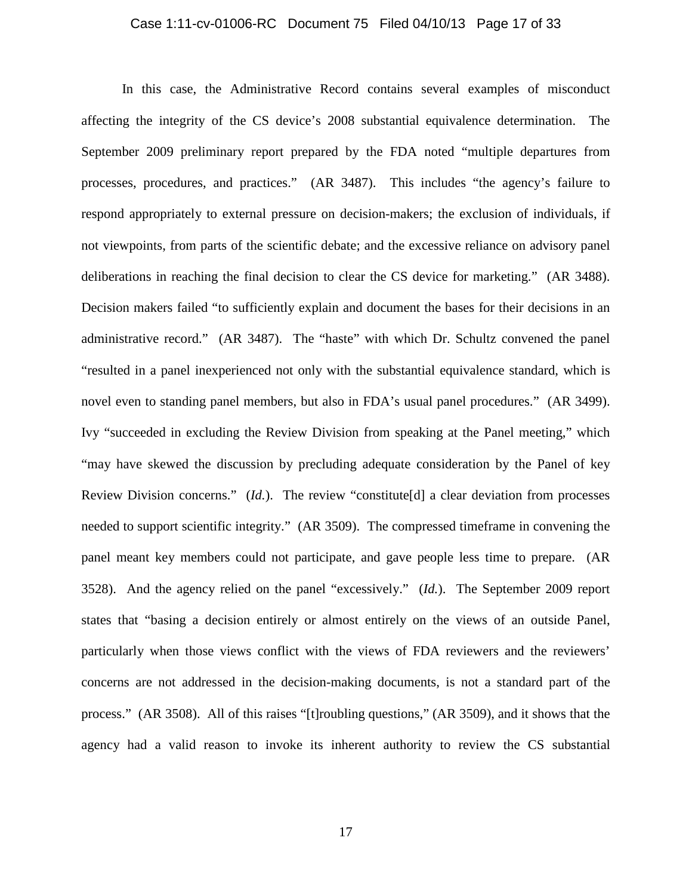In this case, the Administrative Record contains several examples of misconduct affecting the integrity of the CS device's 2008 substantial equivalence determination. The September 2009 preliminary report prepared by the FDA noted "multiple departures from processes, procedures, and practices." (AR 3487). This includes "the agency's failure to respond appropriately to external pressure on decision-makers; the exclusion of individuals, if not viewpoints, from parts of the scientific debate; and the excessive reliance on advisory panel deliberations in reaching the final decision to clear the CS device for marketing." (AR 3488). Decision makers failed "to sufficiently explain and document the bases for their decisions in an administrative record." (AR 3487). The "haste" with which Dr. Schultz convened the panel "resulted in a panel inexperienced not only with the substantial equivalence standard, which is novel even to standing panel members, but also in FDA's usual panel procedures." (AR 3499). Ivy "succeeded in excluding the Review Division from speaking at the Panel meeting," which "may have skewed the discussion by precluding adequate consideration by the Panel of key Review Division concerns." (*Id.*). The review "constitute[d] a clear deviation from processes needed to support scientific integrity." (AR 3509). The compressed timeframe in convening the panel meant key members could not participate, and gave people less time to prepare. (AR 3528). And the agency relied on the panel "excessively." (*Id.*). The September 2009 report states that "basing a decision entirely or almost entirely on the views of an outside Panel, particularly when those views conflict with the views of FDA reviewers and the reviewers' concerns are not addressed in the decision-making documents, is not a standard part of the process." (AR 3508). All of this raises "[t]roubling questions," (AR 3509), and it shows that the agency had a valid reason to invoke its inherent authority to review the CS substantial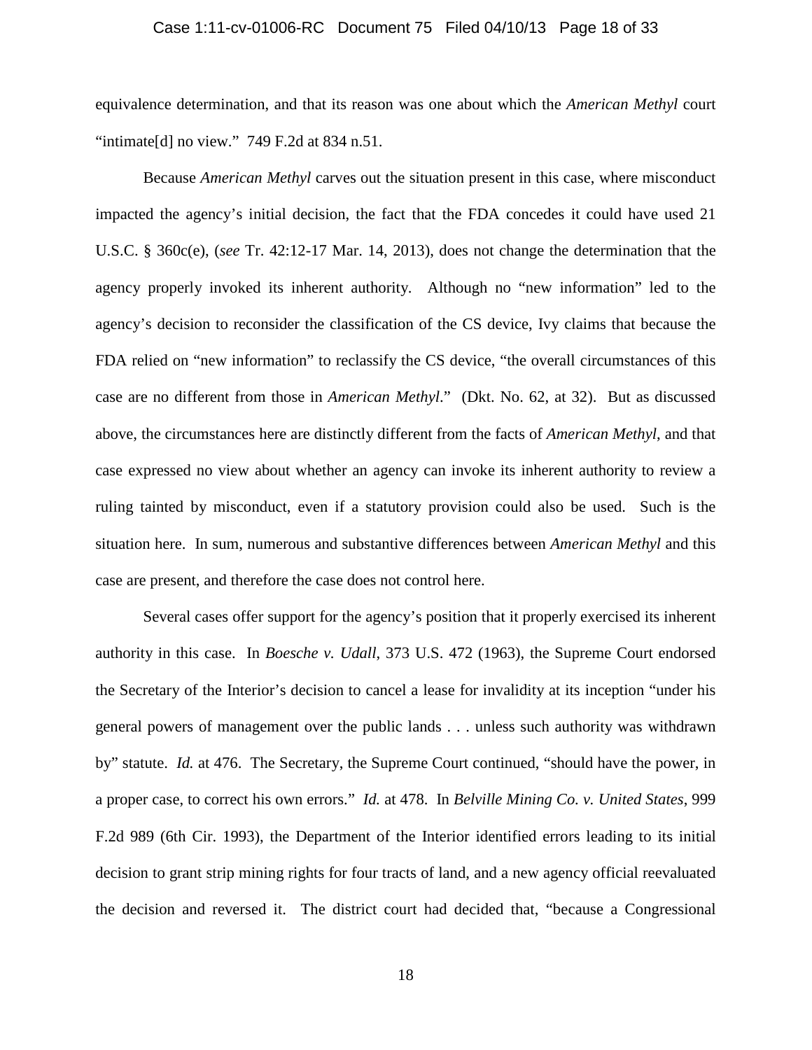equivalence determination, and that its reason was one about which the *American Methyl* court "intimate[d] no view." 749 F.2d at 834 n.51.

Because *American Methyl* carves out the situation present in this case, where misconduct impacted the agency's initial decision, the fact that the FDA concedes it could have used 21 U.S.C. § 360c(e), (*see* Tr. 42:12-17 Mar. 14, 2013), does not change the determination that the agency properly invoked its inherent authority. Although no "new information" led to the agency's decision to reconsider the classification of the CS device, Ivy claims that because the FDA relied on "new information" to reclassify the CS device, "the overall circumstances of this case are no different from those in *American Methyl*." (Dkt. No. 62, at 32). But as discussed above, the circumstances here are distinctly different from the facts of *American Methyl*, and that case expressed no view about whether an agency can invoke its inherent authority to review a ruling tainted by misconduct, even if a statutory provision could also be used. Such is the situation here. In sum, numerous and substantive differences between *American Methyl* and this case are present, and therefore the case does not control here.

Several cases offer support for the agency's position that it properly exercised its inherent authority in this case. In *Boesche v. Udall*, 373 U.S. 472 (1963), the Supreme Court endorsed the Secretary of the Interior's decision to cancel a lease for invalidity at its inception "under his general powers of management over the public lands . . . unless such authority was withdrawn by" statute. *Id.* at 476. The Secretary, the Supreme Court continued, "should have the power, in a proper case, to correct his own errors." *Id.* at 478. In *Belville Mining Co. v. United States*, 999 F.2d 989 (6th Cir. 1993), the Department of the Interior identified errors leading to its initial decision to grant strip mining rights for four tracts of land, and a new agency official reevaluated the decision and reversed it. The district court had decided that, "because a Congressional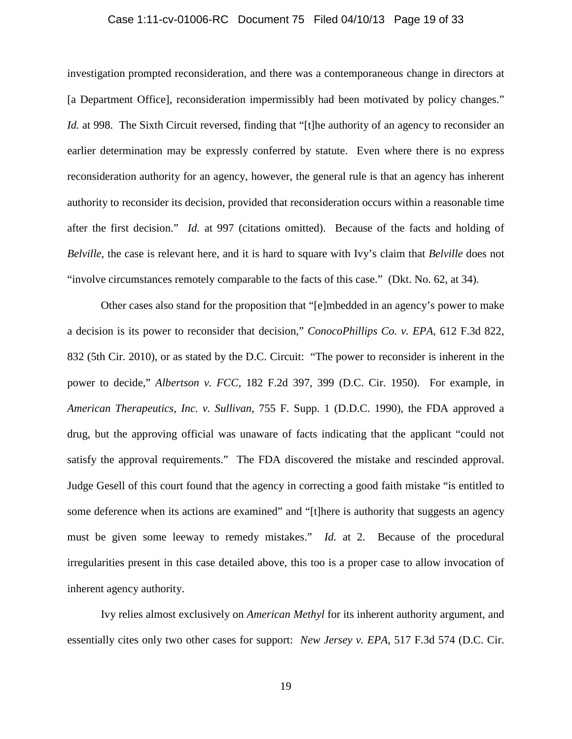investigation prompted reconsideration, and there was a contemporaneous change in directors at [a Department Office], reconsideration impermissibly had been motivated by policy changes." *Id.* at 998. The Sixth Circuit reversed, finding that "[t]he authority of an agency to reconsider an earlier determination may be expressly conferred by statute. Even where there is no express reconsideration authority for an agency, however, the general rule is that an agency has inherent authority to reconsider its decision, provided that reconsideration occurs within a reasonable time after the first decision." *Id.* at 997 (citations omitted). Because of the facts and holding of *Belville*, the case is relevant here, and it is hard to square with Ivy's claim that *Belville* does not "involve circumstances remotely comparable to the facts of this case." (Dkt. No. 62, at 34).

Other cases also stand for the proposition that "[e]mbedded in an agency's power to make a decision is its power to reconsider that decision," *ConocoPhillips Co. v. EPA*, 612 F.3d 822, 832 (5th Cir. 2010), or as stated by the D.C. Circuit: "The power to reconsider is inherent in the power to decide," *Albertson v. FCC*, 182 F.2d 397, 399 (D.C. Cir. 1950). For example, in *American Therapeutics, Inc. v. Sullivan*, 755 F. Supp. 1 (D.D.C. 1990), the FDA approved a drug, but the approving official was unaware of facts indicating that the applicant "could not satisfy the approval requirements." The FDA discovered the mistake and rescinded approval. Judge Gesell of this court found that the agency in correcting a good faith mistake "is entitled to some deference when its actions are examined" and "[t]here is authority that suggests an agency must be given some leeway to remedy mistakes." *Id.* at 2. Because of the procedural irregularities present in this case detailed above, this too is a proper case to allow invocation of inherent agency authority.

Ivy relies almost exclusively on *American Methyl* for its inherent authority argument, and essentially cites only two other cases for support: *New Jersey v. EPA*, 517 F.3d 574 (D.C. Cir.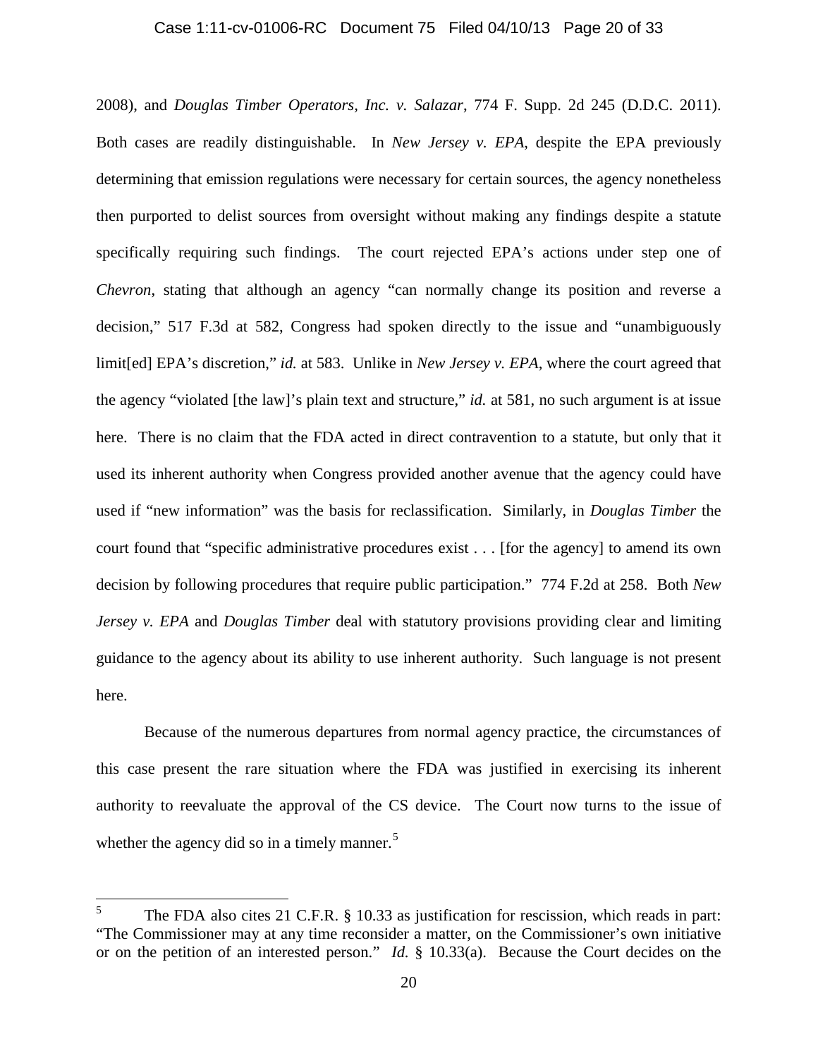2008), and *Douglas Timber Operators, Inc. v. Salazar*, 774 F. Supp. 2d 245 (D.D.C. 2011). Both cases are readily distinguishable. In *New Jersey v. EPA*, despite the EPA previously determining that emission regulations were necessary for certain sources, the agency nonetheless then purported to delist sources from oversight without making any findings despite a statute specifically requiring such findings. The court rejected EPA's actions under step one of *Chevron*, stating that although an agency "can normally change its position and reverse a decision," 517 F.3d at 582, Congress had spoken directly to the issue and "unambiguously limit[ed] EPA's discretion," *id.* at 583. Unlike in *New Jersey v. EPA*, where the court agreed that the agency "violated [the law]'s plain text and structure," *id.* at 581, no such argument is at issue here. There is no claim that the FDA acted in direct contravention to a statute, but only that it used its inherent authority when Congress provided another avenue that the agency could have used if "new information" was the basis for reclassification. Similarly, in *Douglas Timber* the court found that "specific administrative procedures exist . . . [for the agency] to amend its own decision by following procedures that require public participation." 774 F.2d at 258. Both *New Jersey v. EPA* and *Douglas Timber* deal with statutory provisions providing clear and limiting guidance to the agency about its ability to use inherent authority. Such language is not present here.

Because of the numerous departures from normal agency practice, the circumstances of this case present the rare situation where the FDA was justified in exercising its inherent authority to reevaluate the approval of the CS device. The Court now turns to the issue of whether the agency did so in a timely manner.[5]

---

[5] The FDA also cites 21 C.F.R. § 10.33 as justification for rescission, which reads in part: "The Commissioner may at any time reconsider a matter, on the Commissioner's own initiative or on the petition of an interested person." *Id.* § 10.33(a). Because the Court decides on the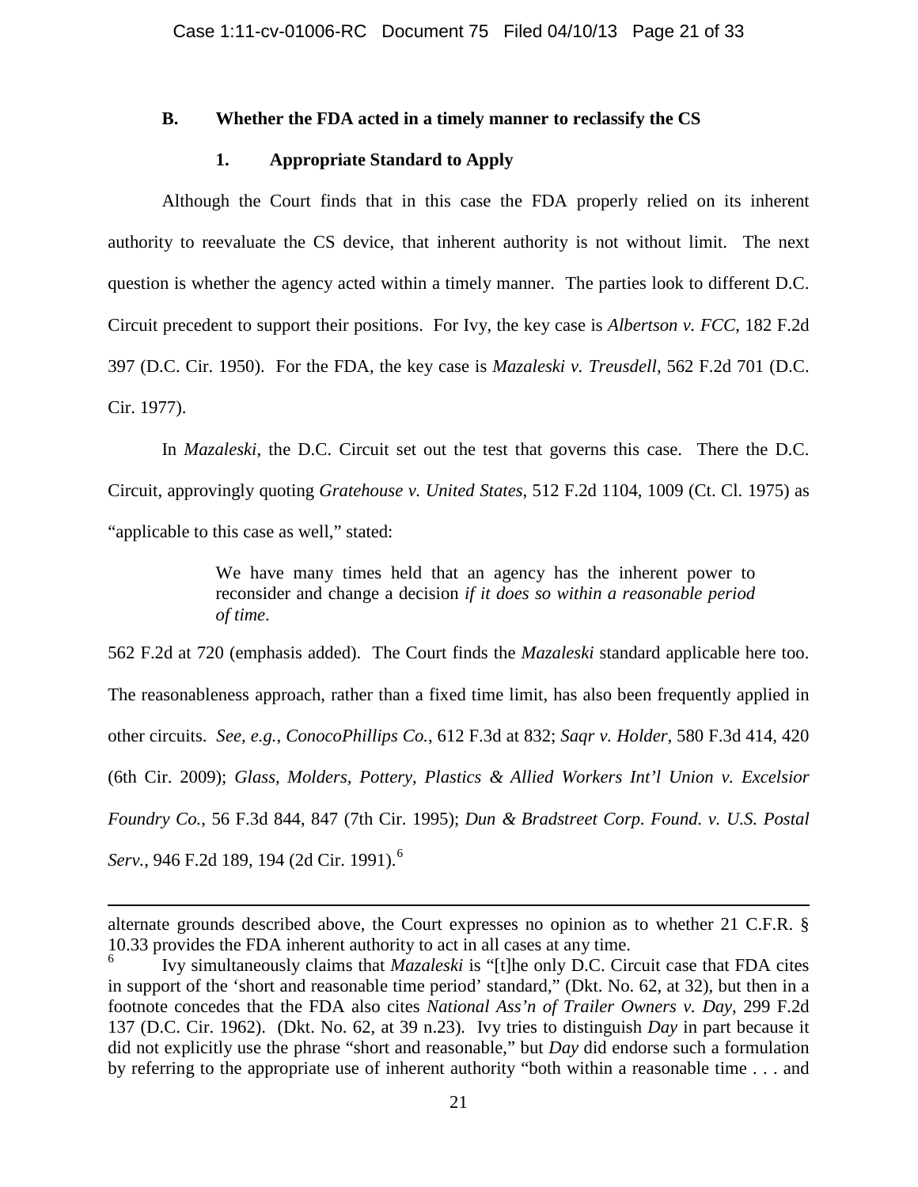### B. Whether the FDA acted in a timely manner to reclassify the CS

#### 1. Appropriate Standard to Apply

Although the Court finds that in this case the FDA properly relied on its inherent authority to reevaluate the CS device, that inherent authority is not without limit. The next question is whether the agency acted within a timely manner. The parties look to different D.C. Circuit precedent to support their positions. For Ivy, the key case is *Albertson v. FCC*, 182 F.2d 397 (D.C. Cir. 1950). For the FDA, the key case is *Mazaleski v. Treusdell*, 562 F.2d 701 (D.C. Cir. 1977).

In *Mazaleski*, the D.C. Circuit set out the test that governs this case. There the D.C. Circuit, approvingly quoting *Gratehouse v. United States*, 512 F.2d 1104, 1009 (Ct. Cl. 1975) as "applicable to this case as well," stated:

> We have many times held that an agency has the inherent power to reconsider and change a decision *if it does so within a reasonable period of time*.

562 F.2d at 720 (emphasis added). The Court finds the *Mazaleski* standard applicable here too. The reasonableness approach, rather than a fixed time limit, has also been frequently applied in other circuits. *See, e.g.*, *ConocoPhillips Co.*, 612 F.3d at 832; *Saqr v. Holder*, 580 F.3d 414, 420 (6th Cir. 2009); *Glass, Molders, Pottery, Plastics & Allied Workers Int'l Union v. Excelsior Foundry Co.*, 56 F.3d 844, 847 (7th Cir. 1995); *Dun & Bradstreet Corp. Found. v. U.S. Postal Serv.*, 946 F.2d 189, 194 (2d Cir. 1991).[6]

---

alternate grounds described above, the Court expresses no opinion as to whether 21 C.F.R. § 10.33 provides the FDA inherent authority to act in all cases at any time.

[6] Ivy simultaneously claims that *Mazaleski* is "[t]he only D.C. Circuit case that FDA cites in support of the 'short and reasonable time period' standard," (Dkt. No. 62, at 32), but then in a footnote concedes that the FDA also cites *National Ass'n of Trailer Owners v. Day*, 299 F.2d 137 (D.C. Cir. 1962). (Dkt. No. 62, at 39 n.23). Ivy tries to distinguish *Day* in part because it did not explicitly use the phrase "short and reasonable," but *Day* did endorse such a formulation by referring to the appropriate use of inherent authority "both within a reasonable time . . . and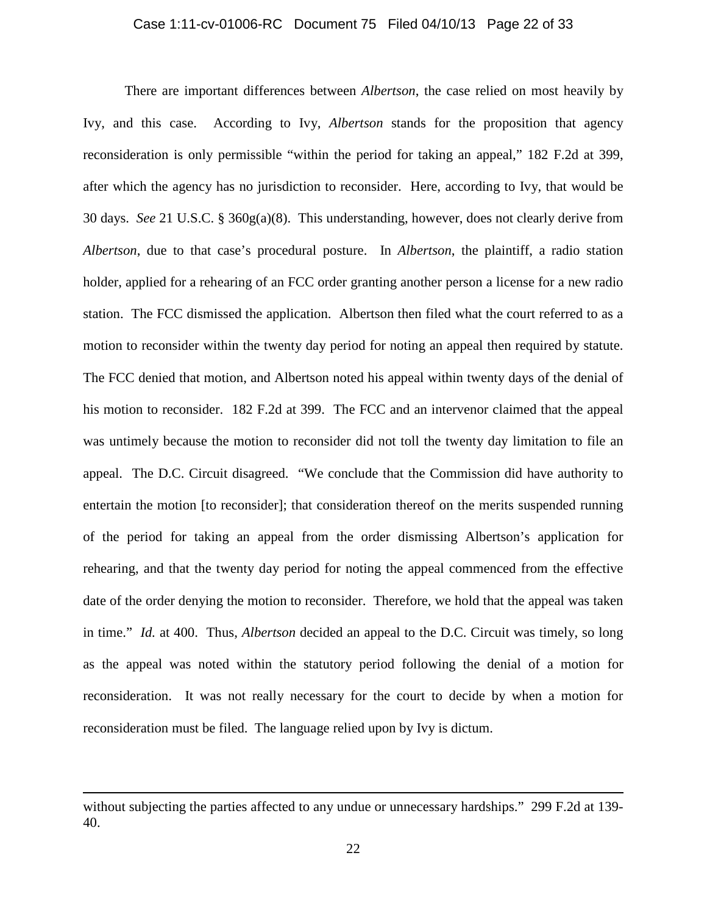There are important differences between *Albertson*, the case relied on most heavily by Ivy, and this case. According to Ivy, *Albertson* stands for the proposition that agency reconsideration is only permissible "within the period for taking an appeal," 182 F.2d at 399, after which the agency has no jurisdiction to reconsider. Here, according to Ivy, that would be 30 days. *See* 21 U.S.C. § 360g(a)(8). This understanding, however, does not clearly derive from *Albertson*, due to that case's procedural posture. In *Albertson*, the plaintiff, a radio station holder, applied for a rehearing of an FCC order granting another person a license for a new radio station. The FCC dismissed the application. Albertson then filed what the court referred to as a motion to reconsider within the twenty day period for noting an appeal then required by statute. The FCC denied that motion, and Albertson noted his appeal within twenty days of the denial of his motion to reconsider. 182 F.2d at 399. The FCC and an intervenor claimed that the appeal was untimely because the motion to reconsider did not toll the twenty day limitation to file an appeal. The D.C. Circuit disagreed. "We conclude that the Commission did have authority to entertain the motion [to reconsider]; that consideration thereof on the merits suspended running of the period for taking an appeal from the order dismissing Albertson's application for rehearing, and that the twenty day period for noting the appeal commenced from the effective date of the order denying the motion to reconsider. Therefore, we hold that the appeal was taken in time." *Id.* at 400. Thus, *Albertson* decided an appeal to the D.C. Circuit was timely, so long as the appeal was noted within the statutory period following the denial of a motion for reconsideration. It was not really necessary for the court to decide by when a motion for reconsideration must be filed. The language relied upon by Ivy is dictum.

---

without subjecting the parties affected to any undue or unnecessary hardships." 299 F.2d at 139-40.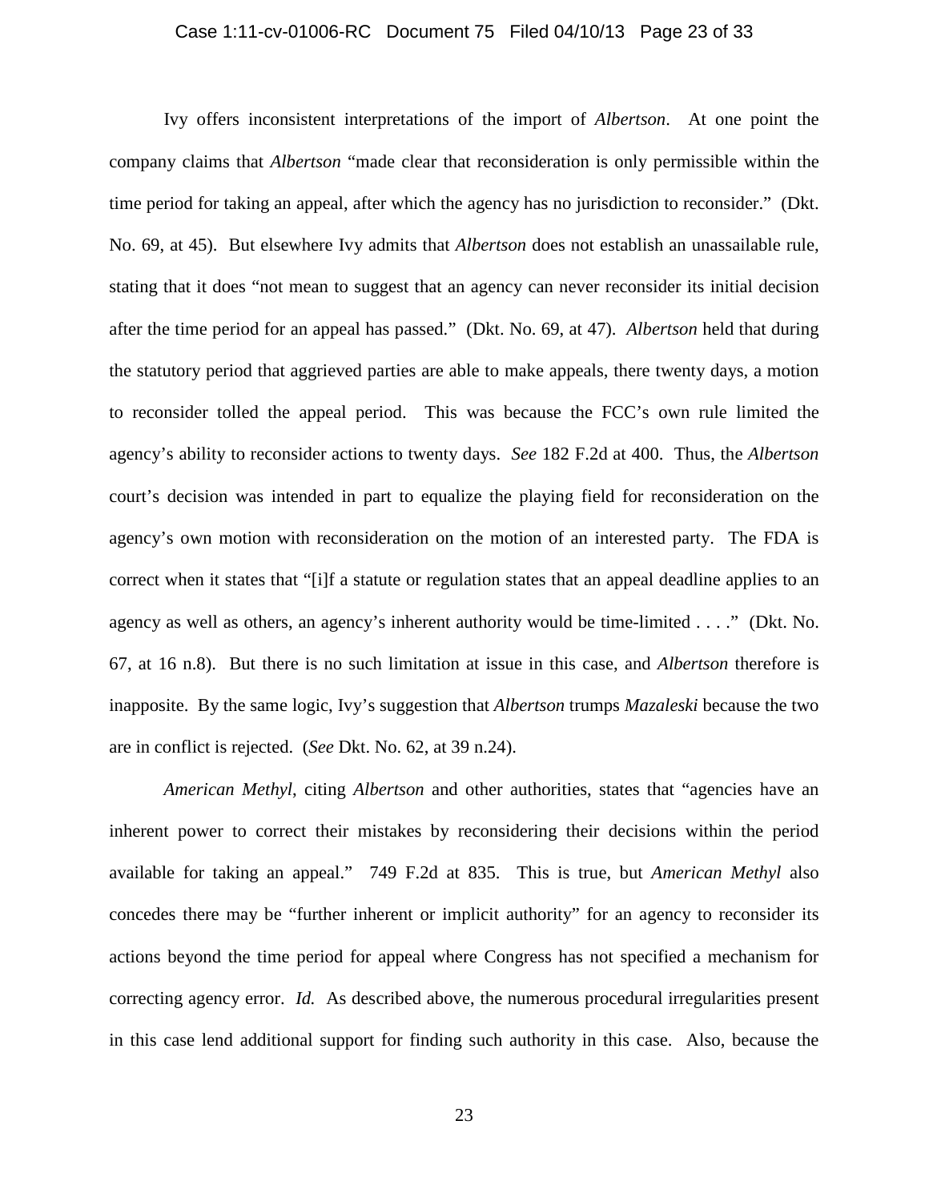Ivy offers inconsistent interpretations of the import of *Albertson*. At one point the company claims that *Albertson* "made clear that reconsideration is only permissible within the time period for taking an appeal, after which the agency has no jurisdiction to reconsider." (Dkt. No. 69, at 45). But elsewhere Ivy admits that *Albertson* does not establish an unassailable rule, stating that it does "not mean to suggest that an agency can never reconsider its initial decision after the time period for an appeal has passed." (Dkt. No. 69, at 47). *Albertson* held that during the statutory period that aggrieved parties are able to make appeals, there twenty days, a motion to reconsider tolled the appeal period. This was because the FCC's own rule limited the agency's ability to reconsider actions to twenty days. *See* 182 F.2d at 400. Thus, the *Albertson* court's decision was intended in part to equalize the playing field for reconsideration on the agency's own motion with reconsideration on the motion of an interested party. The FDA is correct when it states that "[i]f a statute or regulation states that an appeal deadline applies to an agency as well as others, an agency's inherent authority would be time-limited . . . ." (Dkt. No. 67, at 16 n.8). But there is no such limitation at issue in this case, and *Albertson* therefore is inapposite. By the same logic, Ivy's suggestion that *Albertson* trumps *Mazaleski* because the two are in conflict is rejected. (*See* Dkt. No. 62, at 39 n.24).

*American Methyl*, citing *Albertson* and other authorities, states that "agencies have an inherent power to correct their mistakes by reconsidering their decisions within the period available for taking an appeal." 749 F.2d at 835. This is true, but *American Methyl* also concedes there may be "further inherent or implicit authority" for an agency to reconsider its actions beyond the time period for appeal where Congress has not specified a mechanism for correcting agency error. *Id.* As described above, the numerous procedural irregularities present in this case lend additional support for finding such authority in this case. Also, because the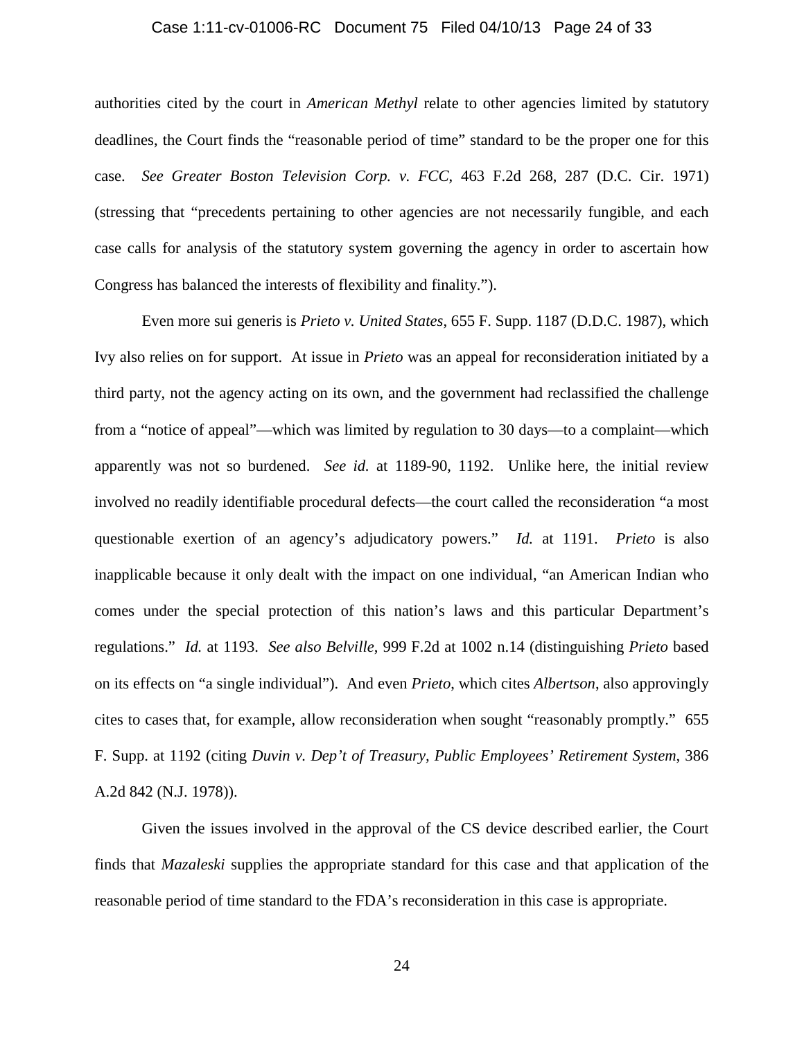authorities cited by the court in *American Methyl* relate to other agencies limited by statutory deadlines, the Court finds the "reasonable period of time" standard to be the proper one for this case. *See Greater Boston Television Corp. v. FCC*, 463 F.2d 268, 287 (D.C. Cir. 1971) (stressing that "precedents pertaining to other agencies are not necessarily fungible, and each case calls for analysis of the statutory system governing the agency in order to ascertain how Congress has balanced the interests of flexibility and finality.").

Even more sui generis is *Prieto v. United States*, 655 F. Supp. 1187 (D.D.C. 1987), which Ivy also relies on for support. At issue in *Prieto* was an appeal for reconsideration initiated by a third party, not the agency acting on its own, and the government had reclassified the challenge from a "notice of appeal"—which was limited by regulation to 30 days—to a complaint—which apparently was not so burdened. *See id.* at 1189-90, 1192. Unlike here, the initial review involved no readily identifiable procedural defects—the court called the reconsideration "a most questionable exertion of an agency's adjudicatory powers." *Id.* at 1191. *Prieto* is also inapplicable because it only dealt with the impact on one individual, "an American Indian who comes under the special protection of this nation's laws and this particular Department's regulations." *Id.* at 1193. *See also Belville*, 999 F.2d at 1002 n.14 (distinguishing *Prieto* based on its effects on "a single individual"). And even *Prieto*, which cites *Albertson*, also approvingly cites to cases that, for example, allow reconsideration when sought "reasonably promptly." 655 F. Supp. at 1192 (citing *Duvin v. Dep't of Treasury, Public Employees' Retirement System*, 386 A.2d 842 (N.J. 1978)).

Given the issues involved in the approval of the CS device described earlier, the Court finds that *Mazaleski* supplies the appropriate standard for this case and that application of the reasonable period of time standard to the FDA's reconsideration in this case is appropriate.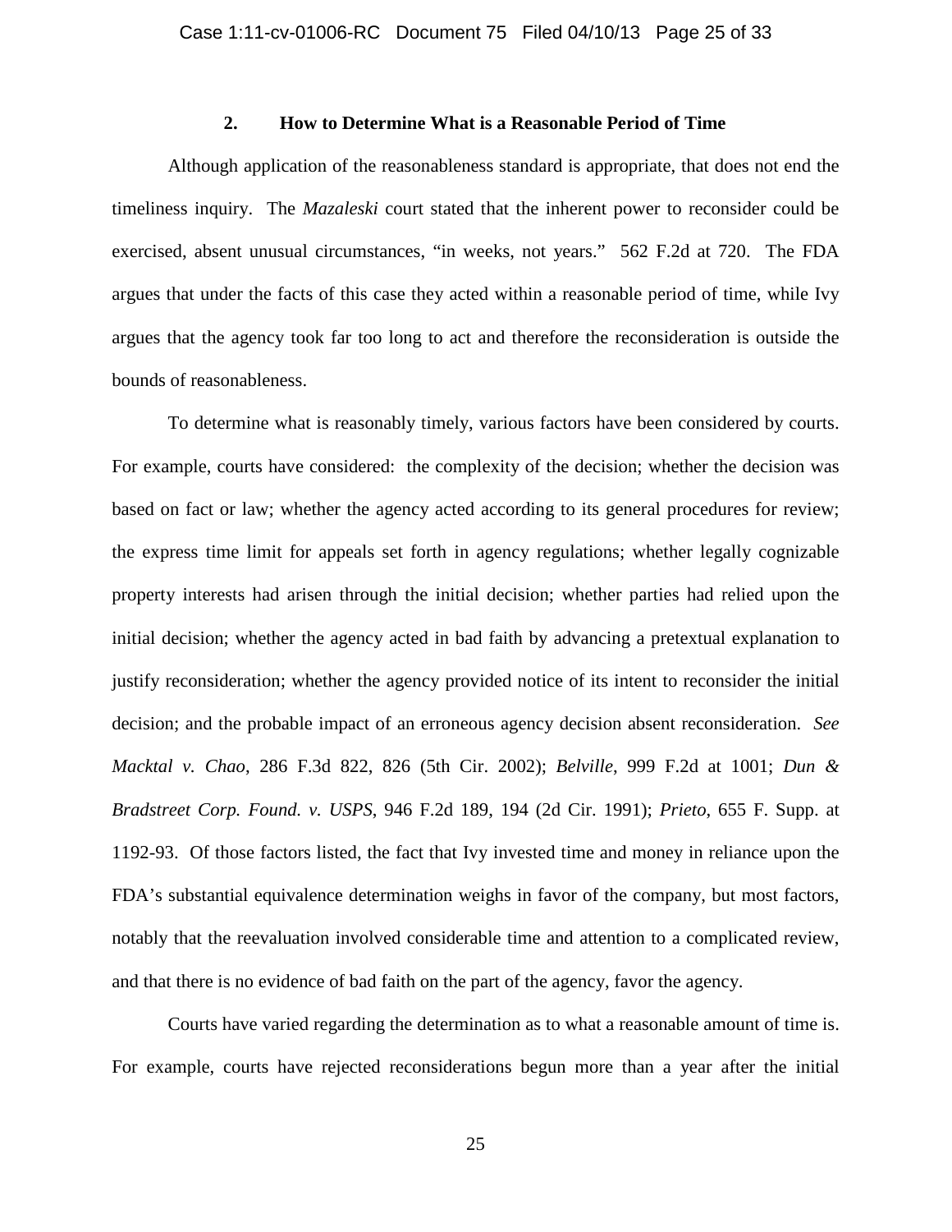### 2. How to Determine What is a Reasonable Period of Time

Although application of the reasonableness standard is appropriate, that does not end the timeliness inquiry. The *Mazaleski* court stated that the inherent power to reconsider could be exercised, absent unusual circumstances, "in weeks, not years." 562 F.2d at 720. The FDA argues that under the facts of this case they acted within a reasonable period of time, while Ivy argues that the agency took far too long to act and therefore the reconsideration is outside the bounds of reasonableness.

To determine what is reasonably timely, various factors have been considered by courts. For example, courts have considered: the complexity of the decision; whether the decision was based on fact or law; whether the agency acted according to its general procedures for review; the express time limit for appeals set forth in agency regulations; whether legally cognizable property interests had arisen through the initial decision; whether parties had relied upon the initial decision; whether the agency acted in bad faith by advancing a pretextual explanation to justify reconsideration; whether the agency provided notice of its intent to reconsider the initial decision; and the probable impact of an erroneous agency decision absent reconsideration. *See Macktal v. Chao*, 286 F.3d 822, 826 (5th Cir. 2002); *Belville*, 999 F.2d at 1001; *Dun & Bradstreet Corp. Found. v. USPS*, 946 F.2d 189, 194 (2d Cir. 1991); *Prieto*, 655 F. Supp. at 1192-93. Of those factors listed, the fact that Ivy invested time and money in reliance upon the FDA's substantial equivalence determination weighs in favor of the company, but most factors, notably that the reevaluation involved considerable time and attention to a complicated review, and that there is no evidence of bad faith on the part of the agency, favor the agency.

Courts have varied regarding the determination as to what a reasonable amount of time is. For example, courts have rejected reconsiderations begun more than a year after the initial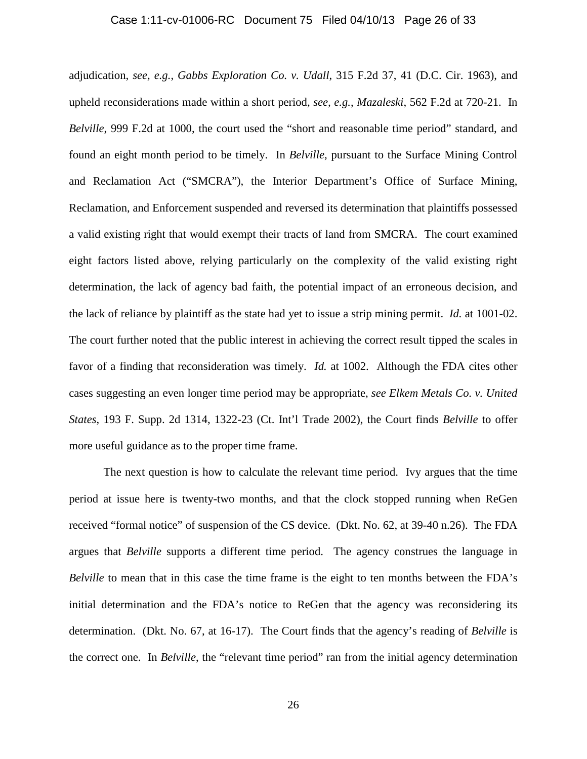adjudication, *see, e.g.*, *Gabbs Exploration Co. v. Udall*, 315 F.2d 37, 41 (D.C. Cir. 1963), and upheld reconsiderations made within a short period, *see, e.g.*, *Mazaleski*, 562 F.2d at 720-21. In *Belville*, 999 F.2d at 1000, the court used the "short and reasonable time period" standard, and found an eight month period to be timely. In *Belville*, pursuant to the Surface Mining Control and Reclamation Act ("SMCRA"), the Interior Department's Office of Surface Mining, Reclamation, and Enforcement suspended and reversed its determination that plaintiffs possessed a valid existing right that would exempt their tracts of land from SMCRA. The court examined eight factors listed above, relying particularly on the complexity of the valid existing right determination, the lack of agency bad faith, the potential impact of an erroneous decision, and the lack of reliance by plaintiff as the state had yet to issue a strip mining permit. *Id.* at 1001-02. The court further noted that the public interest in achieving the correct result tipped the scales in favor of a finding that reconsideration was timely. *Id.* at 1002. Although the FDA cites other cases suggesting an even longer time period may be appropriate, *see Elkem Metals Co. v. United States*, 193 F. Supp. 2d 1314, 1322-23 (Ct. Int'l Trade 2002), the Court finds *Belville* to offer more useful guidance as to the proper time frame.

The next question is how to calculate the relevant time period. Ivy argues that the time period at issue here is twenty-two months, and that the clock stopped running when ReGen received "formal notice" of suspension of the CS device. (Dkt. No. 62, at 39-40 n.26). The FDA argues that *Belville* supports a different time period. The agency construes the language in *Belville* to mean that in this case the time frame is the eight to ten months between the FDA's initial determination and the FDA's notice to ReGen that the agency was reconsidering its determination. (Dkt. No. 67, at 16-17). The Court finds that the agency's reading of *Belville* is the correct one. In *Belville*, the "relevant time period" ran from the initial agency determination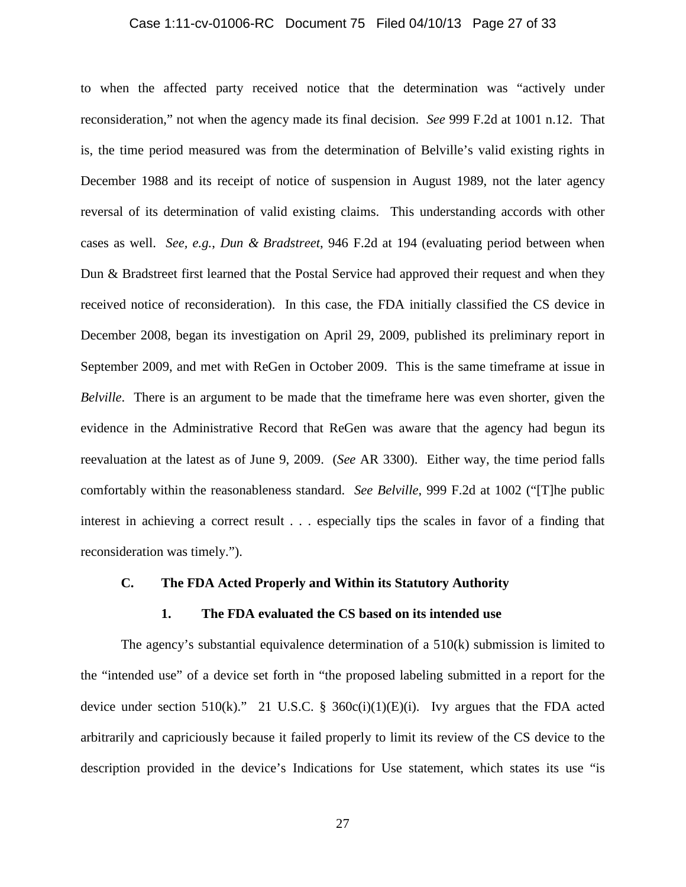to when the affected party received notice that the determination was "actively under reconsideration," not when the agency made its final decision. *See* 999 F.2d at 1001 n.12. That is, the time period measured was from the determination of Belville's valid existing rights in December 1988 and its receipt of notice of suspension in August 1989, not the later agency reversal of its determination of valid existing claims. This understanding accords with other cases as well. *See, e.g.*, *Dun & Bradstreet*, 946 F.2d at 194 (evaluating period between when Dun & Bradstreet first learned that the Postal Service had approved their request and when they received notice of reconsideration). In this case, the FDA initially classified the CS device in December 2008, began its investigation on April 29, 2009, published its preliminary report in September 2009, and met with ReGen in October 2009. This is the same timeframe at issue in *Belville*. There is an argument to be made that the timeframe here was even shorter, given the evidence in the Administrative Record that ReGen was aware that the agency had begun its reevaluation at the latest as of June 9, 2009. (*See* AR 3300). Either way, the time period falls comfortably within the reasonableness standard. *See Belville*, 999 F.2d at 1002 ("[T]he public interest in achieving a correct result . . . especially tips the scales in favor of a finding that reconsideration was timely.").

### C. The FDA Acted Properly and Within its Statutory Authority

#### 1. The FDA evaluated the CS based on its intended use

The agency's substantial equivalence determination of a 510(k) submission is limited to the "intended use" of a device set forth in "the proposed labeling submitted in a report for the device under section 510(k)." 21 U.S.C. § 360c(i)(1)(E)(i). Ivy argues that the FDA acted arbitrarily and capriciously because it failed properly to limit its review of the CS device to the description provided in the device's Indications for Use statement, which states its use "is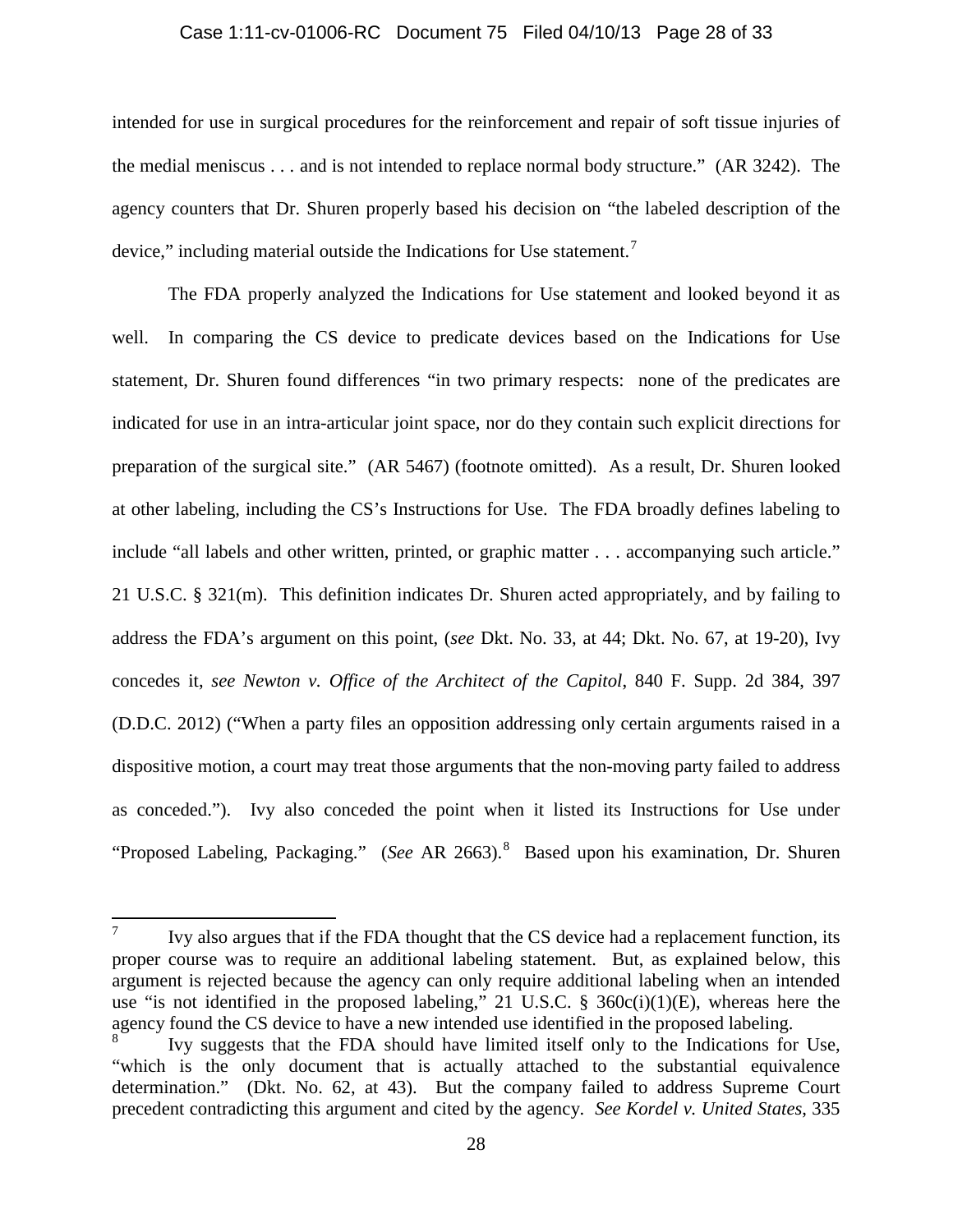intended for use in surgical procedures for the reinforcement and repair of soft tissue injuries of the medial meniscus . . . and is not intended to replace normal body structure." (AR 3242). The agency counters that Dr. Shuren properly based his decision on "the labeled description of the device," including material outside the Indications for Use statement.[7]

The FDA properly analyzed the Indications for Use statement and looked beyond it as well. In comparing the CS device to predicate devices based on the Indications for Use statement, Dr. Shuren found differences "in two primary respects: none of the predicates are indicated for use in an intra-articular joint space, nor do they contain such explicit directions for preparation of the surgical site." (AR 5467) (footnote omitted). As a result, Dr. Shuren looked at other labeling, including the CS's Instructions for Use. The FDA broadly defines labeling to include "all labels and other written, printed, or graphic matter . . . accompanying such article." 21 U.S.C. § 321(m). This definition indicates Dr. Shuren acted appropriately, and by failing to address the FDA's argument on this point, (*see* Dkt. No. 33, at 44; Dkt. No. 67, at 19-20), Ivy concedes it, *see Newton v. Office of the Architect of the Capitol*, 840 F. Supp. 2d 384, 397 (D.D.C. 2012) ("When a party files an opposition addressing only certain arguments raised in a dispositive motion, a court may treat those arguments that the non-moving party failed to address as conceded."). Ivy also conceded the point when it listed its Instructions for Use under "Proposed Labeling, Packaging." (*See* AR 2663).[8] Based upon his examination, Dr. Shuren

---

[7] Ivy also argues that if the FDA thought that the CS device had a replacement function, its proper course was to require an additional labeling statement. But, as explained below, this argument is rejected because the agency can only require additional labeling when an intended use "is not identified in the proposed labeling," 21 U.S.C. § 360c(i)(1)(E), whereas here the agency found the CS device to have a new intended use identified in the proposed labeling.

[8] Ivy suggests that the FDA should have limited itself only to the Indications for Use, "which is the only document that is actually attached to the substantial equivalence determination." (Dkt. No. 62, at 43). But the company failed to address Supreme Court precedent contradicting this argument and cited by the agency. *See Kordel v. United States*, 335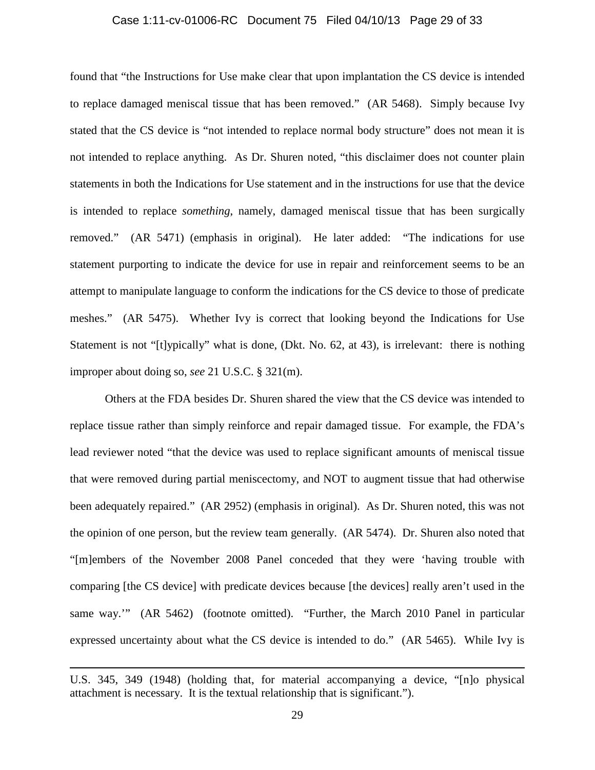found that "the Instructions for Use make clear that upon implantation the CS device is intended to replace damaged meniscal tissue that has been removed." (AR 5468). Simply because Ivy stated that the CS device is "not intended to replace normal body structure" does not mean it is not intended to replace anything. As Dr. Shuren noted, "this disclaimer does not counter plain statements in both the Indications for Use statement and in the instructions for use that the device is intended to replace *something*, namely, damaged meniscal tissue that has been surgically removed." (AR 5471) (emphasis in original). He later added: "The indications for use statement purporting to indicate the device for use in repair and reinforcement seems to be an attempt to manipulate language to conform the indications for the CS device to those of predicate meshes." (AR 5475). Whether Ivy is correct that looking beyond the Indications for Use Statement is not "[t]ypically" what is done, (Dkt. No. 62, at 43), is irrelevant: there is nothing improper about doing so, *see* 21 U.S.C. § 321(m).

Others at the FDA besides Dr. Shuren shared the view that the CS device was intended to replace tissue rather than simply reinforce and repair damaged tissue. For example, the FDA's lead reviewer noted "that the device was used to replace significant amounts of meniscal tissue that were removed during partial meniscectomy, and NOT to augment tissue that had otherwise been adequately repaired." (AR 2952) (emphasis in original). As Dr. Shuren noted, this was not the opinion of one person, but the review team generally. (AR 5474). Dr. Shuren also noted that "[m]embers of the November 2008 Panel conceded that they were 'having trouble with comparing [the CS device] with predicate devices because [the devices] really aren't used in the same way.'" (AR 5462) (footnote omitted). "Further, the March 2010 Panel in particular expressed uncertainty about what the CS device is intended to do." (AR 5465). While Ivy is

---

U.S. 345, 349 (1948) (holding that, for material accompanying a device, "[n]o physical attachment is necessary. It is the textual relationship that is significant.").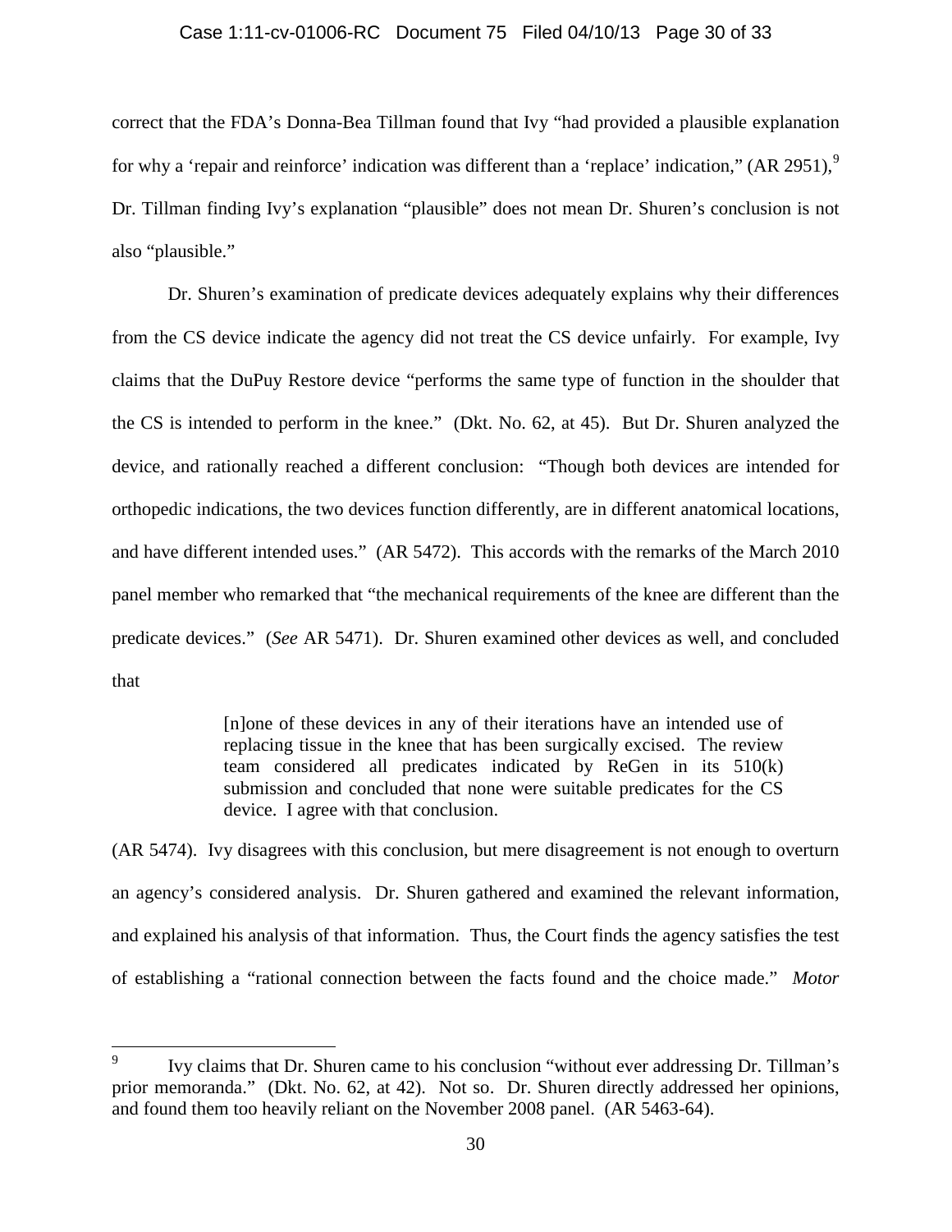correct that the FDA's Donna-Bea Tillman found that Ivy "had provided a plausible explanation for why a 'repair and reinforce' indication was different than a 'replace' indication," (AR 2951),[9] Dr. Tillman finding Ivy's explanation "plausible" does not mean Dr. Shuren's conclusion is not also "plausible."

Dr. Shuren's examination of predicate devices adequately explains why their differences from the CS device indicate the agency did not treat the CS device unfairly. For example, Ivy claims that the DuPuy Restore device "performs the same type of function in the shoulder that the CS is intended to perform in the knee." (Dkt. No. 62, at 45). But Dr. Shuren analyzed the device, and rationally reached a different conclusion: "Though both devices are intended for orthopedic indications, the two devices function differently, are in different anatomical locations, and have different intended uses." (AR 5472). This accords with the remarks of the March 2010 panel member who remarked that "the mechanical requirements of the knee are different than the predicate devices." (*See* AR 5471). Dr. Shuren examined other devices as well, and concluded that

> [n]one of these devices in any of their iterations have an intended use of replacing tissue in the knee that has been surgically excised. The review team considered all predicates indicated by ReGen in its 510(k) submission and concluded that none were suitable predicates for the CS device. I agree with that conclusion.

(AR 5474). Ivy disagrees with this conclusion, but mere disagreement is not enough to overturn an agency's considered analysis. Dr. Shuren gathered and examined the relevant information, and explained his analysis of that information. Thus, the Court finds the agency satisfies the test of establishing a "rational connection between the facts found and the choice made." *Motor*

---

[9] Ivy claims that Dr. Shuren came to his conclusion "without ever addressing Dr. Tillman's prior memoranda." (Dkt. No. 62, at 42). Not so. Dr. Shuren directly addressed her opinions, and found them too heavily reliant on the November 2008 panel. (AR 5463-64).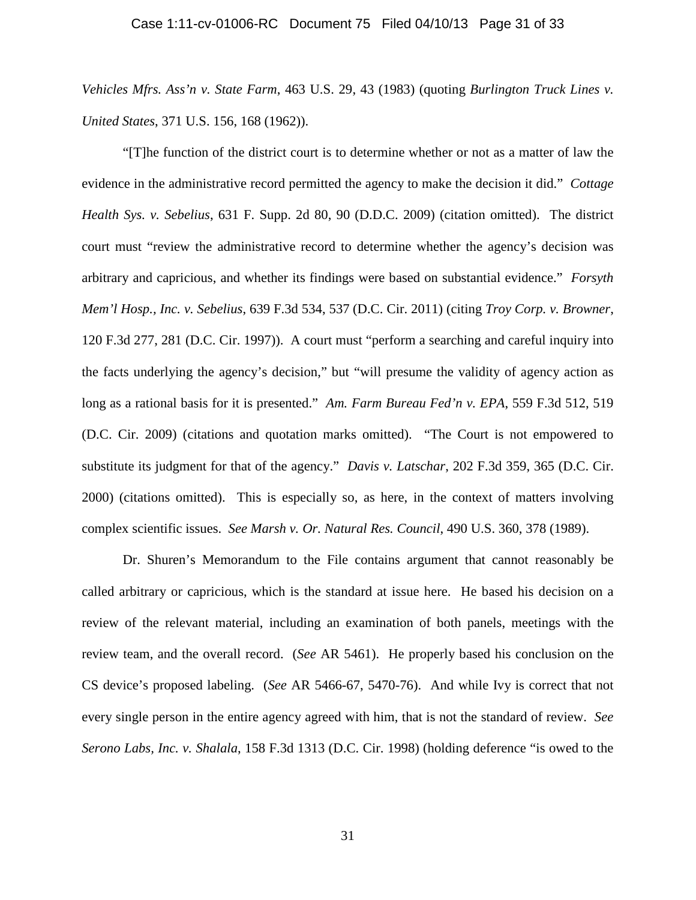*Vehicles Mfrs. Ass'n v. State Farm*, 463 U.S. 29, 43 (1983) (quoting *Burlington Truck Lines v. United States*, 371 U.S. 156, 168 (1962)).

"[T]he function of the district court is to determine whether or not as a matter of law the evidence in the administrative record permitted the agency to make the decision it did." *Cottage Health Sys. v. Sebelius*, 631 F. Supp. 2d 80, 90 (D.D.C. 2009) (citation omitted). The district court must "review the administrative record to determine whether the agency's decision was arbitrary and capricious, and whether its findings were based on substantial evidence." *Forsyth Mem'l Hosp., Inc. v. Sebelius*, 639 F.3d 534, 537 (D.C. Cir. 2011) (citing *Troy Corp. v. Browner*, 120 F.3d 277, 281 (D.C. Cir. 1997)). A court must "perform a searching and careful inquiry into the facts underlying the agency's decision," but "will presume the validity of agency action as long as a rational basis for it is presented." *Am. Farm Bureau Fed'n v. EPA*, 559 F.3d 512, 519 (D.C. Cir. 2009) (citations and quotation marks omitted). "The Court is not empowered to substitute its judgment for that of the agency." *Davis v. Latschar*, 202 F.3d 359, 365 (D.C. Cir. 2000) (citations omitted). This is especially so, as here, in the context of matters involving complex scientific issues. *See Marsh v. Or. Natural Res. Council*, 490 U.S. 360, 378 (1989).

Dr. Shuren's Memorandum to the File contains argument that cannot reasonably be called arbitrary or capricious, which is the standard at issue here. He based his decision on a review of the relevant material, including an examination of both panels, meetings with the review team, and the overall record. (*See* AR 5461). He properly based his conclusion on the CS device's proposed labeling. (*See* AR 5466-67, 5470-76). And while Ivy is correct that not every single person in the entire agency agreed with him, that is not the standard of review. *See Serono Labs, Inc. v. Shalala*, 158 F.3d 1313 (D.C. Cir. 1998) (holding deference "is owed to the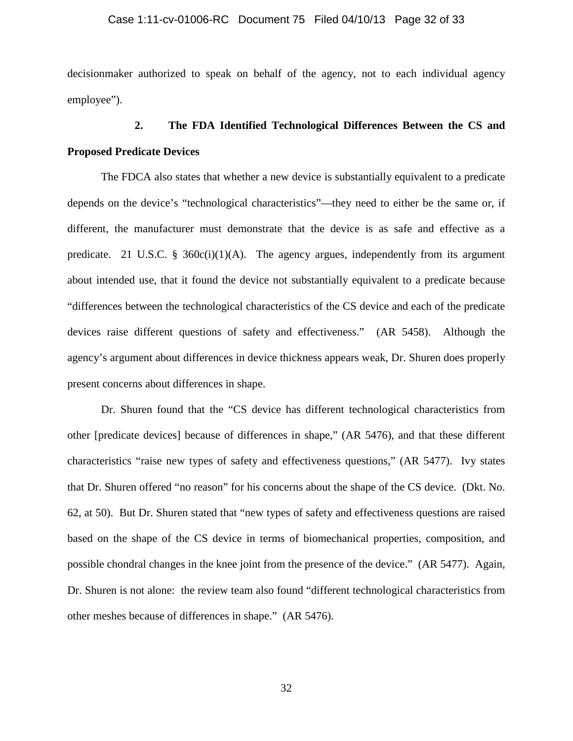decisionmaker authorized to speak on behalf of the agency, not to each individual agency employee").

### 2. The FDA Identified Technological Differences Between the CS and Proposed Predicate Devices

The FDCA also states that whether a new device is substantially equivalent to a predicate depends on the device's "technological characteristics"—they need to either be the same or, if different, the manufacturer must demonstrate that the device is as safe and effective as a predicate. 21 U.S.C. § 360c(i)(1)(A). The agency argues, independently from its argument about intended use, that it found the device not substantially equivalent to a predicate because "differences between the technological characteristics of the CS device and each of the predicate devices raise different questions of safety and effectiveness." (AR 5458). Although the agency's argument about differences in device thickness appears weak, Dr. Shuren does properly present concerns about differences in shape.

Dr. Shuren found that the "CS device has different technological characteristics from other [predicate devices] because of differences in shape," (AR 5476), and that these different characteristics "raise new types of safety and effectiveness questions," (AR 5477). Ivy states that Dr. Shuren offered "no reason" for his concerns about the shape of the CS device. (Dkt. No. 62, at 50). But Dr. Shuren stated that "new types of safety and effectiveness questions are raised based on the shape of the CS device in terms of biomechanical properties, composition, and possible chondral changes in the knee joint from the presence of the device." (AR 5477). Again, Dr. Shuren is not alone: the review team also found "different technological characteristics from other meshes because of differences in shape." (AR 5476).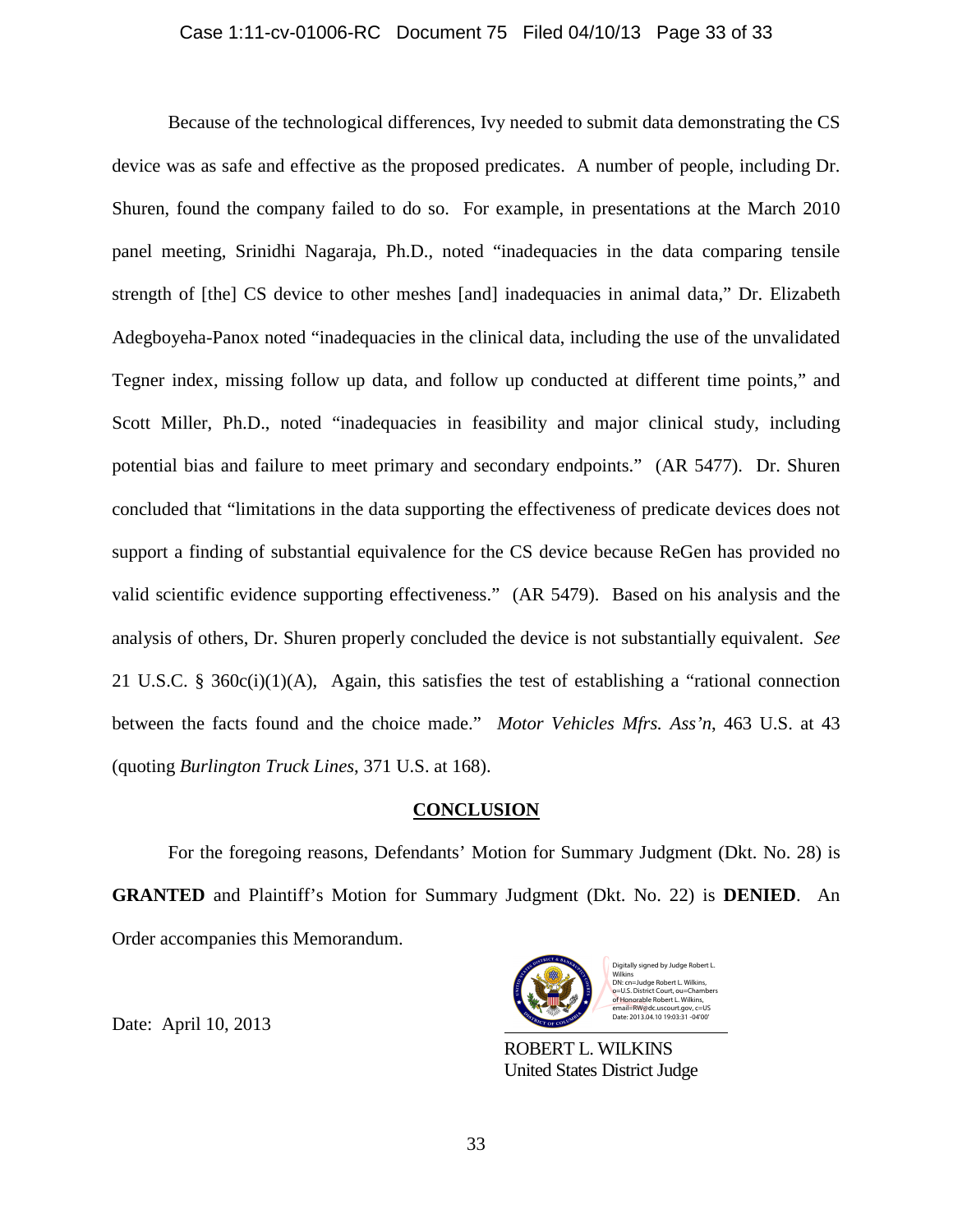Because of the technological differences, Ivy needed to submit data demonstrating the CS device was as safe and effective as the proposed predicates. A number of people, including Dr. Shuren, found the company failed to do so. For example, in presentations at the March 2010 panel meeting, Srinidhi Nagaraja, Ph.D., noted "inadequacies in the data comparing tensile strength of [the] CS device to other meshes [and] inadequacies in animal data," Dr. Elizabeth Adegboyeha-Panox noted "inadequacies in the clinical data, including the use of the unvalidated Tegner index, missing follow up data, and follow up conducted at different time points," and Scott Miller, Ph.D., noted "inadequacies in feasibility and major clinical study, including potential bias and failure to meet primary and secondary endpoints." (AR 5477). Dr. Shuren concluded that "limitations in the data supporting the effectiveness of predicate devices does not support a finding of substantial equivalence for the CS device because ReGen has provided no valid scientific evidence supporting effectiveness." (AR 5479). Based on his analysis and the analysis of others, Dr. Shuren properly concluded the device is not substantially equivalent. *See* 21 U.S.C. § 360c(i)(1)(A), Again, this satisfies the test of establishing a "rational connection between the facts found and the choice made." *Motor Vehicles Mfrs. Ass'n*, 463 U.S. at 43 (quoting *Burlington Truck Lines*, 371 U.S. at 168).

## CONCLUSION

For the foregoing reasons, Defendants' Motion for Summary Judgment (Dkt. No. 28) is **GRANTED** and Plaintiff's Motion for Summary Judgment (Dkt. No. 22) is **DENIED**. An Order accompanies this Memorandum.

Digitally signed by Judge Robert L. Wilkins
DN: cn=Judge Robert L. Wilkins, o=U.S. District Court, ou=Chambers of Honorable Robert L. Wilkins, email=RW@dc.uscourt.gov, c=US
Date: 2013.04.10 19:03:31 -04'00'

Date: April 10, 2013

ROBERT L. WILKINS
United States District Judge